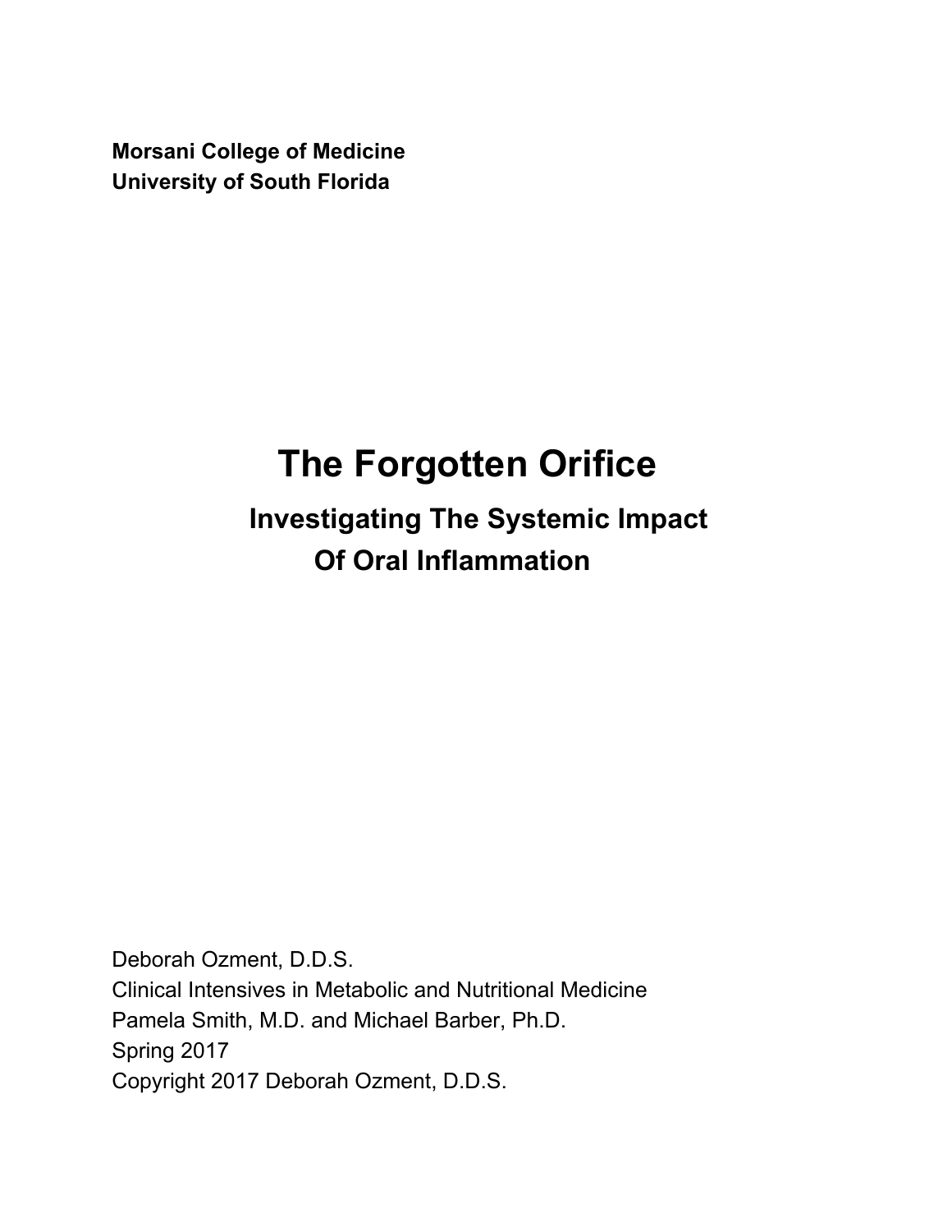**Morsani College of Medicine**
**University of South Florida**

# The Forgotten Orifice

## Investigating The Systemic Impact Of Oral Inflammation

Deborah Ozment, D.D.S.
Clinical Intensives in Metabolic and Nutritional Medicine
Pamela Smith, M.D. and Michael Barber, Ph.D.
Spring 2017
Copyright 2017 Deborah Ozment, D.D.S.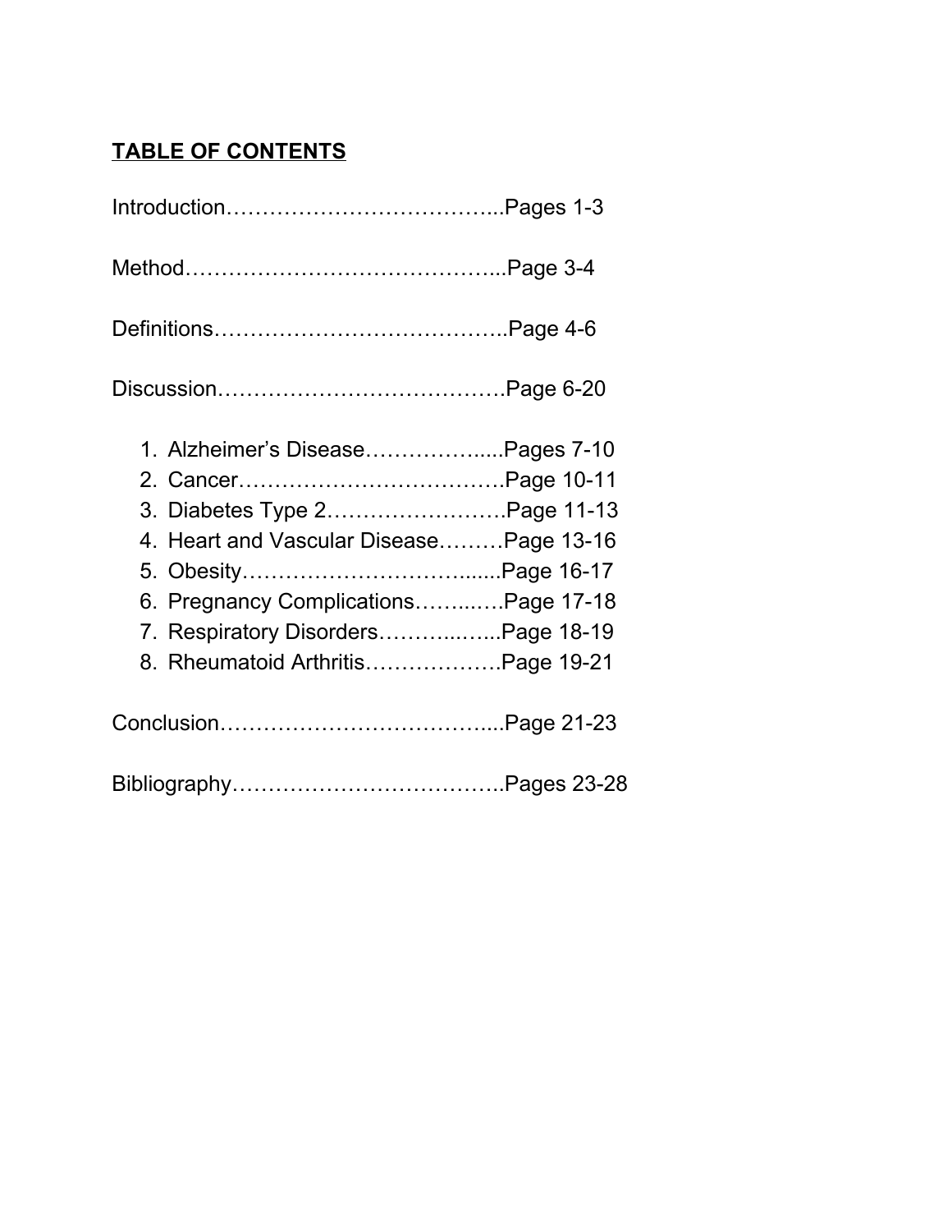## TABLE OF CONTENTS

Introduction………………………………...Pages 1-3

Method……………………………………...Page 3-4

Definitions…………………………………..Page 4-6

Discussion………………………………….Page 6-20

1. Alzheimer's Disease…………….....Pages 7-10
2. Cancer……………………………….Page 10-11
3. Diabetes Type 2…………………….Page 11-13
4. Heart and Vascular Disease………Page 13-16
5. Obesity…………………………….....Page 16-17
6. Pregnancy Complications……...….Page 17-18
7. Respiratory Disorders………...…...Page 18-19
8. Rheumatoid Arthritis……………….Page 19-21

Conclusion…………………………….....Page 21-23

Bibliography………………………………..Pages 23-28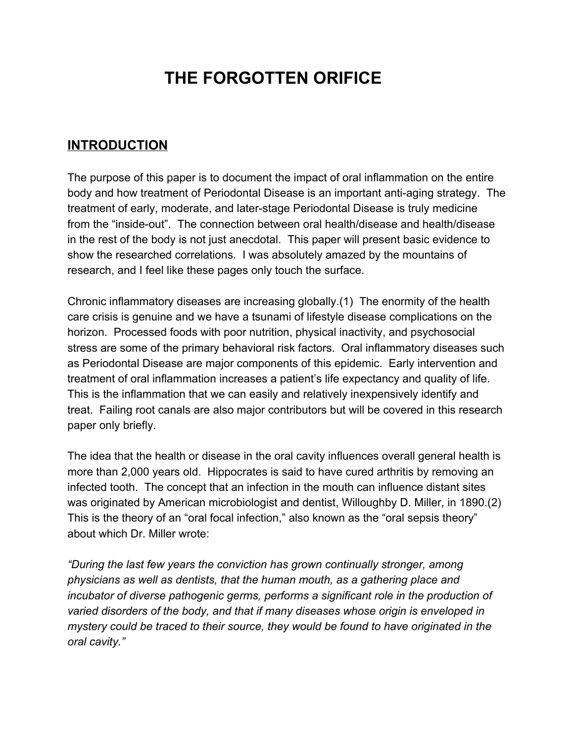# THE FORGOTTEN ORIFICE

## INTRODUCTION

The purpose of this paper is to document the impact of oral inflammation on the entire body and how treatment of Periodontal Disease is an important anti-aging strategy. The treatment of early, moderate, and later-stage Periodontal Disease is truly medicine from the "inside-out". The connection between oral health/disease and health/disease in the rest of the body is not just anecdotal. This paper will present basic evidence to show the researched correlations. I was absolutely amazed by the mountains of research, and I feel like these pages only touch the surface.

Chronic inflammatory diseases are increasing globally.(1) The enormity of the health care crisis is genuine and we have a tsunami of lifestyle disease complications on the horizon. Processed foods with poor nutrition, physical inactivity, and psychosocial stress are some of the primary behavioral risk factors. Oral inflammatory diseases such as Periodontal Disease are major components of this epidemic. Early intervention and treatment of oral inflammation increases a patient's life expectancy and quality of life. This is the inflammation that we can easily and relatively inexpensively identify and treat. Failing root canals are also major contributors but will be covered in this research paper only briefly.

The idea that the health or disease in the oral cavity influences overall general health is more than 2,000 years old. Hippocrates is said to have cured arthritis by removing an infected tooth. The concept that an infection in the mouth can influence distant sites was originated by American microbiologist and dentist, Willoughby D. Miller, in 1890.(2) This is the theory of an "oral focal infection," also known as the "oral sepsis theory" about which Dr. Miller wrote:

*"During the last few years the conviction has grown continually stronger, among physicians as well as dentists, that the human mouth, as a gathering place and incubator of diverse pathogenic germs, performs a significant role in the production of varied disorders of the body, and that if many diseases whose origin is enveloped in mystery could be traced to their source, they would be found to have originated in the oral cavity."*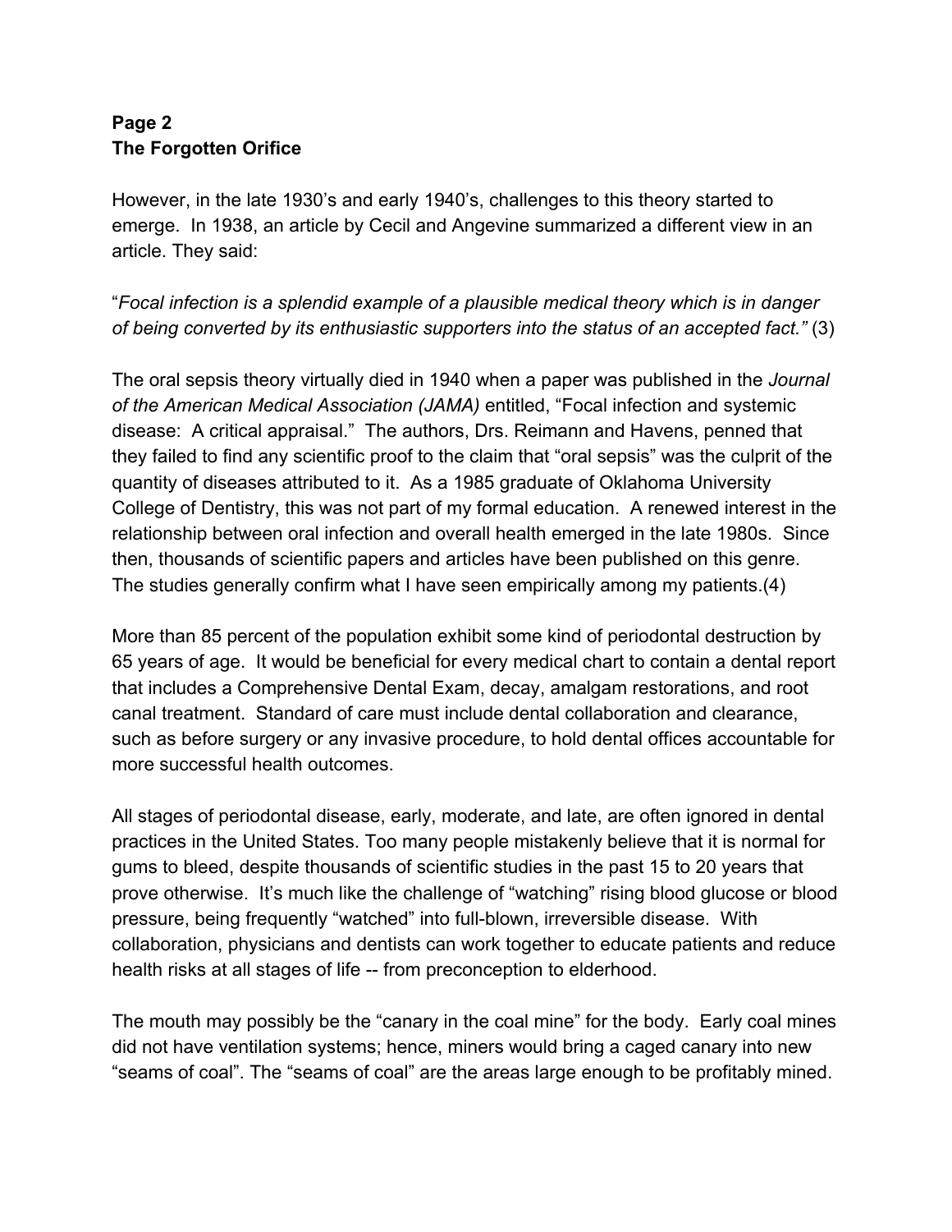However, in the late 1930's and early 1940's, challenges to this theory started to emerge. In 1938, an article by Cecil and Angevine summarized a different view in an article. They said:

"*Focal infection is a splendid example of a plausible medical theory which is in danger of being converted by its enthusiastic supporters into the status of an accepted fact."* (3)

The oral sepsis theory virtually died in 1940 when a paper was published in the *Journal of the American Medical Association (JAMA)* entitled, "Focal infection and systemic disease: A critical appraisal." The authors, Drs. Reimann and Havens, penned that they failed to find any scientific proof to the claim that "oral sepsis" was the culprit of the quantity of diseases attributed to it. As a 1985 graduate of Oklahoma University College of Dentistry, this was not part of my formal education. A renewed interest in the relationship between oral infection and overall health emerged in the late 1980s. Since then, thousands of scientific papers and articles have been published on this genre. The studies generally confirm what I have seen empirically among my patients.(4)

More than 85 percent of the population exhibit some kind of periodontal destruction by 65 years of age. It would be beneficial for every medical chart to contain a dental report that includes a Comprehensive Dental Exam, decay, amalgam restorations, and root canal treatment. Standard of care must include dental collaboration and clearance, such as before surgery or any invasive procedure, to hold dental offices accountable for more successful health outcomes.

All stages of periodontal disease, early, moderate, and late, are often ignored in dental practices in the United States. Too many people mistakenly believe that it is normal for gums to bleed, despite thousands of scientific studies in the past 15 to 20 years that prove otherwise. It's much like the challenge of "watching" rising blood glucose or blood pressure, being frequently "watched" into full-blown, irreversible disease. With collaboration, physicians and dentists can work together to educate patients and reduce health risks at all stages of life -- from preconception to elderhood.

The mouth may possibly be the "canary in the coal mine" for the body. Early coal mines did not have ventilation systems; hence, miners would bring a caged canary into new "seams of coal". The "seams of coal" are the areas large enough to be profitably mined.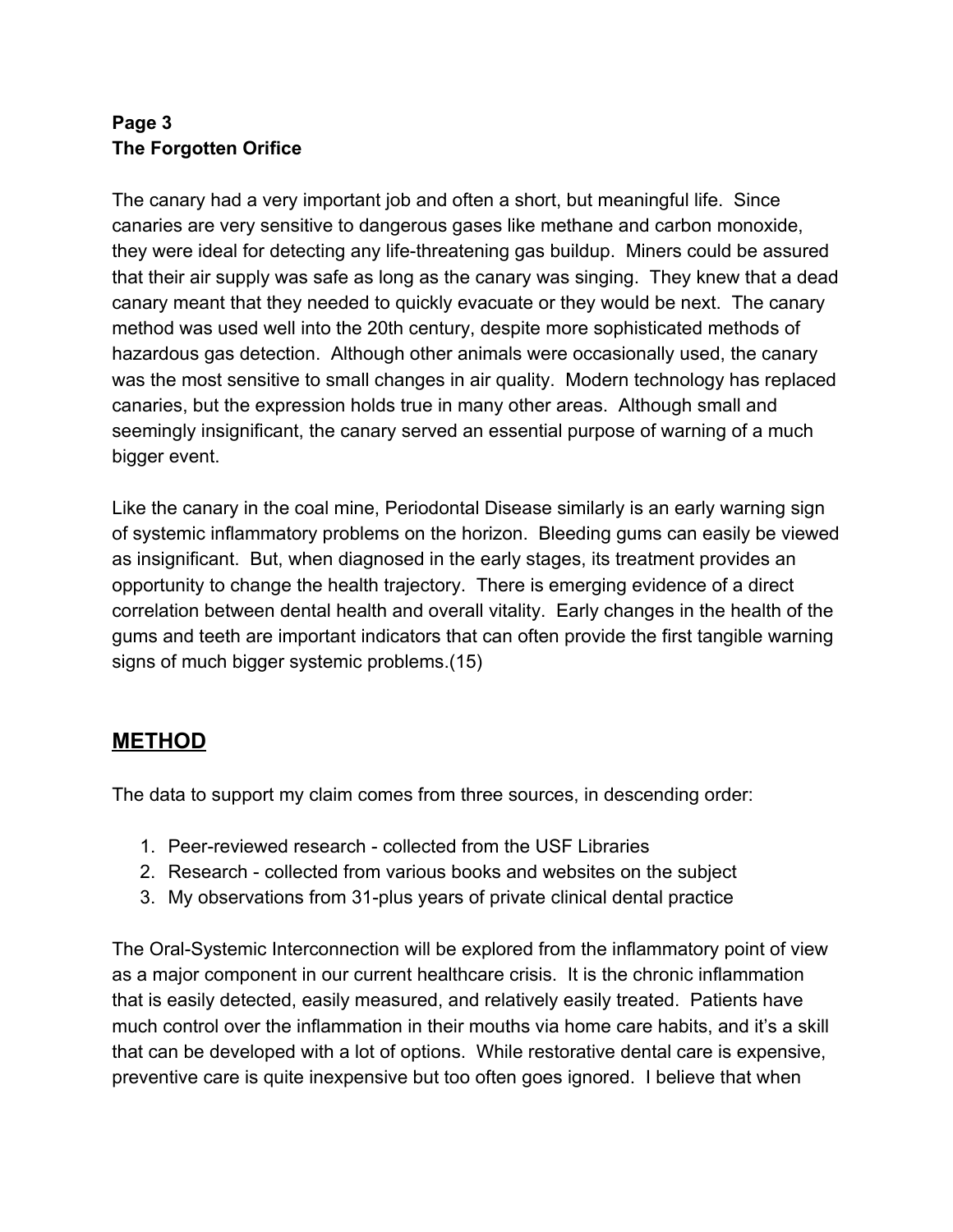**Page 3**
**The Forgotten Orifice**

The canary had a very important job and often a short, but meaningful life. Since canaries are very sensitive to dangerous gases like methane and carbon monoxide, they were ideal for detecting any life-threatening gas buildup. Miners could be assured that their air supply was safe as long as the canary was singing. They knew that a dead canary meant that they needed to quickly evacuate or they would be next. The canary method was used well into the 20th century, despite more sophisticated methods of hazardous gas detection. Although other animals were occasionally used, the canary was the most sensitive to small changes in air quality. Modern technology has replaced canaries, but the expression holds true in many other areas. Although small and seemingly insignificant, the canary served an essential purpose of warning of a much bigger event.

Like the canary in the coal mine, Periodontal Disease similarly is an early warning sign of systemic inflammatory problems on the horizon. Bleeding gums can easily be viewed as insignificant. But, when diagnosed in the early stages, its treatment provides an opportunity to change the health trajectory. There is emerging evidence of a direct correlation between dental health and overall vitality. Early changes in the health of the gums and teeth are important indicators that can often provide the first tangible warning signs of much bigger systemic problems.(15)

## METHOD

The data to support my claim comes from three sources, in descending order:

1. Peer-reviewed research - collected from the USF Libraries
2. Research - collected from various books and websites on the subject
3. My observations from 31-plus years of private clinical dental practice

The Oral-Systemic Interconnection will be explored from the inflammatory point of view as a major component in our current healthcare crisis. It is the chronic inflammation that is easily detected, easily measured, and relatively easily treated. Patients have much control over the inflammation in their mouths via home care habits, and it's a skill that can be developed with a lot of options. While restorative dental care is expensive, preventive care is quite inexpensive but too often goes ignored. I believe that when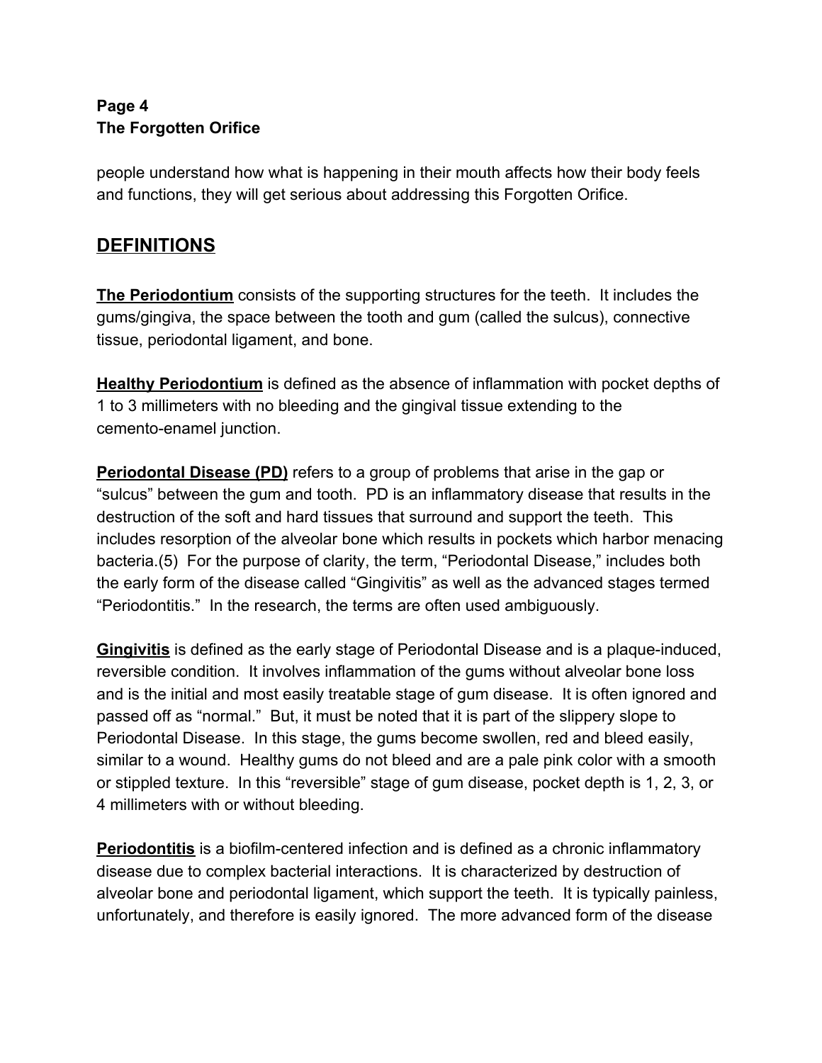people understand how what is happening in their mouth affects how their body feels and functions, they will get serious about addressing this Forgotten Orifice.

## DEFINITIONS

**The Periodontium** consists of the supporting structures for the teeth. It includes the gums/gingiva, the space between the tooth and gum (called the sulcus), connective tissue, periodontal ligament, and bone.

**Healthy Periodontium** is defined as the absence of inflammation with pocket depths of 1 to 3 millimeters with no bleeding and the gingival tissue extending to the cemento-enamel junction.

**Periodontal Disease (PD)** refers to a group of problems that arise in the gap or "sulcus" between the gum and tooth. PD is an inflammatory disease that results in the destruction of the soft and hard tissues that surround and support the teeth. This includes resorption of the alveolar bone which results in pockets which harbor menacing bacteria.(5) For the purpose of clarity, the term, "Periodontal Disease," includes both the early form of the disease called "Gingivitis" as well as the advanced stages termed "Periodontitis." In the research, the terms are often used ambiguously.

**Gingivitis** is defined as the early stage of Periodontal Disease and is a plaque-induced, reversible condition. It involves inflammation of the gums without alveolar bone loss and is the initial and most easily treatable stage of gum disease. It is often ignored and passed off as "normal." But, it must be noted that it is part of the slippery slope to Periodontal Disease. In this stage, the gums become swollen, red and bleed easily, similar to a wound. Healthy gums do not bleed and are a pale pink color with a smooth or stippled texture. In this "reversible" stage of gum disease, pocket depth is 1, 2, 3, or 4 millimeters with or without bleeding.

**Periodontitis** is a biofilm-centered infection and is defined as a chronic inflammatory disease due to complex bacterial interactions. It is characterized by destruction of alveolar bone and periodontal ligament, which support the teeth. It is typically painless, unfortunately, and therefore is easily ignored. The more advanced form of the disease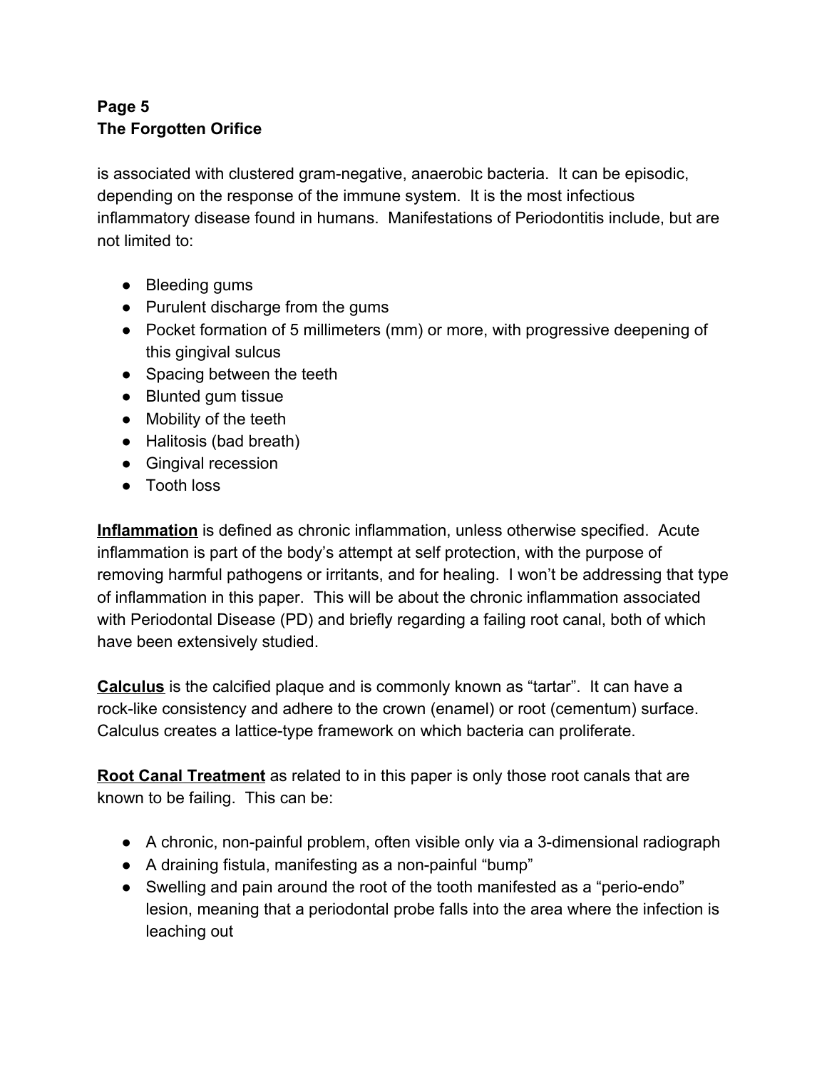is associated with clustered gram-negative, anaerobic bacteria. It can be episodic, depending on the response of the immune system. It is the most infectious inflammatory disease found in humans. Manifestations of Periodontitis include, but are not limited to:

- Bleeding gums
- Purulent discharge from the gums
- Pocket formation of 5 millimeters (mm) or more, with progressive deepening of this gingival sulcus
- Spacing between the teeth
- Blunted gum tissue
- Mobility of the teeth
- Halitosis (bad breath)
- Gingival recession
- Tooth loss

**Inflammation** is defined as chronic inflammation, unless otherwise specified. Acute inflammation is part of the body's attempt at self protection, with the purpose of removing harmful pathogens or irritants, and for healing. I won't be addressing that type of inflammation in this paper. This will be about the chronic inflammation associated with Periodontal Disease (PD) and briefly regarding a failing root canal, both of which have been extensively studied.

**Calculus** is the calcified plaque and is commonly known as "tartar". It can have a rock-like consistency and adhere to the crown (enamel) or root (cementum) surface. Calculus creates a lattice-type framework on which bacteria can proliferate.

**Root Canal Treatment** as related to in this paper is only those root canals that are known to be failing. This can be:

- A chronic, non-painful problem, often visible only via a 3-dimensional radiograph
- A draining fistula, manifesting as a non-painful "bump"
- Swelling and pain around the root of the tooth manifested as a "perio-endo" lesion, meaning that a periodontal probe falls into the area where the infection is leaching out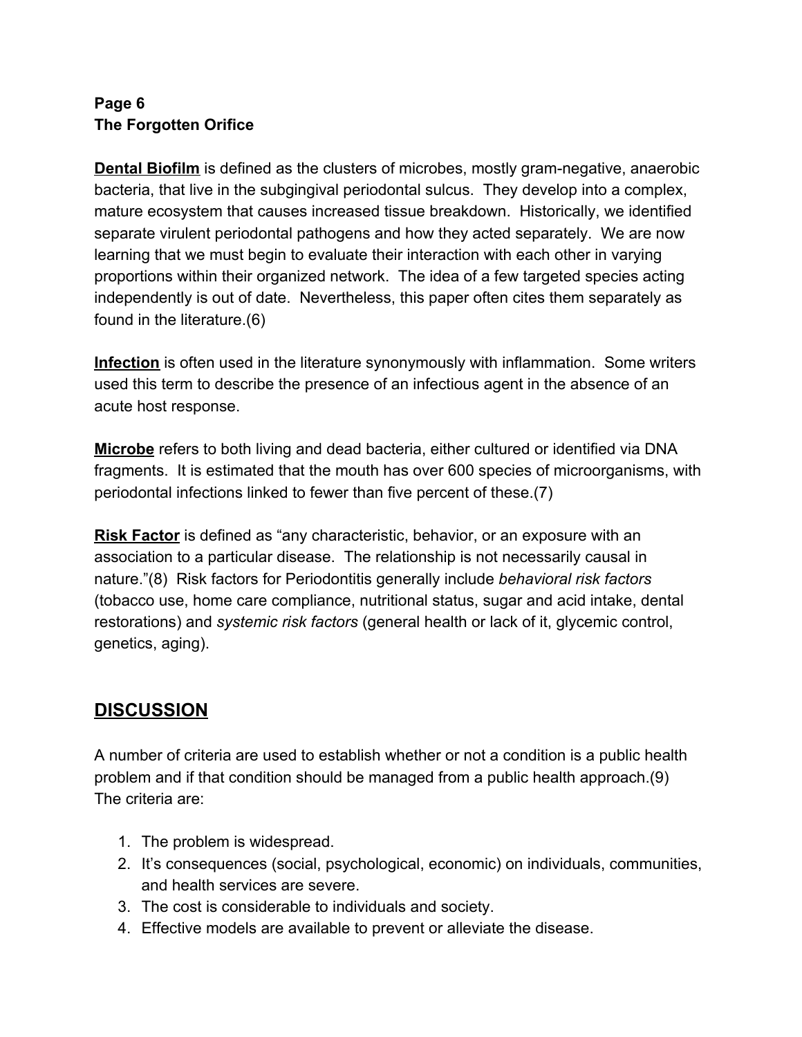**Dental Biofilm** is defined as the clusters of microbes, mostly gram-negative, anaerobic bacteria, that live in the subgingival periodontal sulcus. They develop into a complex, mature ecosystem that causes increased tissue breakdown. Historically, we identified separate virulent periodontal pathogens and how they acted separately. We are now learning that we must begin to evaluate their interaction with each other in varying proportions within their organized network. The idea of a few targeted species acting independently is out of date. Nevertheless, this paper often cites them separately as found in the literature.(6)

**Infection** is often used in the literature synonymously with inflammation. Some writers used this term to describe the presence of an infectious agent in the absence of an acute host response.

**Microbe** refers to both living and dead bacteria, either cultured or identified via DNA fragments. It is estimated that the mouth has over 600 species of microorganisms, with periodontal infections linked to fewer than five percent of these.(7)

**Risk Factor** is defined as "any characteristic, behavior, or an exposure with an association to a particular disease. The relationship is not necessarily causal in nature."(8) Risk factors for Periodontitis generally include *behavioral risk factors* (tobacco use, home care compliance, nutritional status, sugar and acid intake, dental restorations) and *systemic risk factors* (general health or lack of it, glycemic control, genetics, aging).

## DISCUSSION

A number of criteria are used to establish whether or not a condition is a public health problem and if that condition should be managed from a public health approach.(9) The criteria are:

1. The problem is widespread.
2. It's consequences (social, psychological, economic) on individuals, communities, and health services are severe.
3. The cost is considerable to individuals and society.
4. Effective models are available to prevent or alleviate the disease.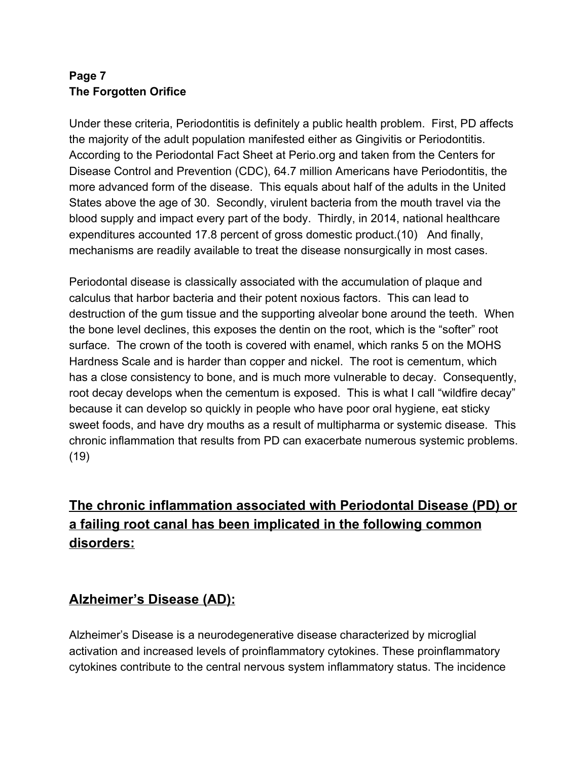**Page 7**
**The Forgotten Orifice**

Under these criteria, Periodontitis is definitely a public health problem. First, PD affects the majority of the adult population manifested either as Gingivitis or Periodontitis. According to the Periodontal Fact Sheet at Perio.org and taken from the Centers for Disease Control and Prevention (CDC), 64.7 million Americans have Periodontitis, the more advanced form of the disease. This equals about half of the adults in the United States above the age of 30. Secondly, virulent bacteria from the mouth travel via the blood supply and impact every part of the body. Thirdly, in 2014, national healthcare expenditures accounted 17.8 percent of gross domestic product.(10) And finally, mechanisms are readily available to treat the disease nonsurgically in most cases.

Periodontal disease is classically associated with the accumulation of plaque and calculus that harbor bacteria and their potent noxious factors. This can lead to destruction of the gum tissue and the supporting alveolar bone around the teeth. When the bone level declines, this exposes the dentin on the root, which is the "softer" root surface. The crown of the tooth is covered with enamel, which ranks 5 on the MOHS Hardness Scale and is harder than copper and nickel. The root is cementum, which has a close consistency to bone, and is much more vulnerable to decay. Consequently, root decay develops when the cementum is exposed. This is what I call "wildfire decay" because it can develop so quickly in people who have poor oral hygiene, eat sticky sweet foods, and have dry mouths as a result of multipharma or systemic disease. This chronic inflammation that results from PD can exacerbate numerous systemic problems. (19)

## The chronic inflammation associated with Periodontal Disease (PD) or a failing root canal has been implicated in the following common disorders:

## Alzheimer's Disease (AD):

Alzheimer's Disease is a neurodegenerative disease characterized by microglial activation and increased levels of proinflammatory cytokines. These proinflammatory cytokines contribute to the central nervous system inflammatory status. The incidence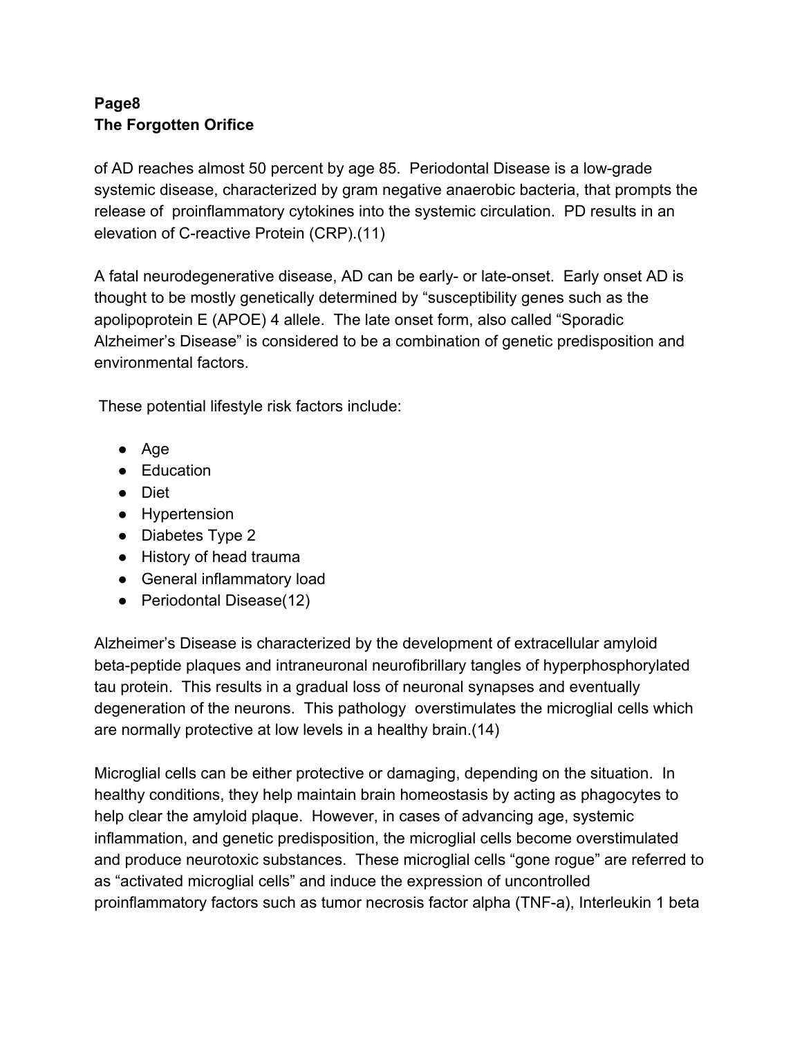of AD reaches almost 50 percent by age 85. Periodontal Disease is a low-grade systemic disease, characterized by gram negative anaerobic bacteria, that prompts the release of proinflammatory cytokines into the systemic circulation. PD results in an elevation of C-reactive Protein (CRP).(11)

A fatal neurodegenerative disease, AD can be early- or late-onset. Early onset AD is thought to be mostly genetically determined by "susceptibility genes such as the apolipoprotein E (APOE) 4 allele. The late onset form, also called "Sporadic Alzheimer's Disease" is considered to be a combination of genetic predisposition and environmental factors.

These potential lifestyle risk factors include:

- Age
- Education
- Diet
- Hypertension
- Diabetes Type 2
- History of head trauma
- General inflammatory load
- Periodontal Disease(12)

Alzheimer's Disease is characterized by the development of extracellular amyloid beta-peptide plaques and intraneuronal neurofibrillary tangles of hyperphosphorylated tau protein. This results in a gradual loss of neuronal synapses and eventually degeneration of the neurons. This pathology overstimulates the microglial cells which are normally protective at low levels in a healthy brain.(14)

Microglial cells can be either protective or damaging, depending on the situation. In healthy conditions, they help maintain brain homeostasis by acting as phagocytes to help clear the amyloid plaque. However, in cases of advancing age, systemic inflammation, and genetic predisposition, the microglial cells become overstimulated and produce neurotoxic substances. These microglial cells "gone rogue" are referred to as "activated microglial cells" and induce the expression of uncontrolled proinflammatory factors such as tumor necrosis factor alpha (TNF-a), Interleukin 1 beta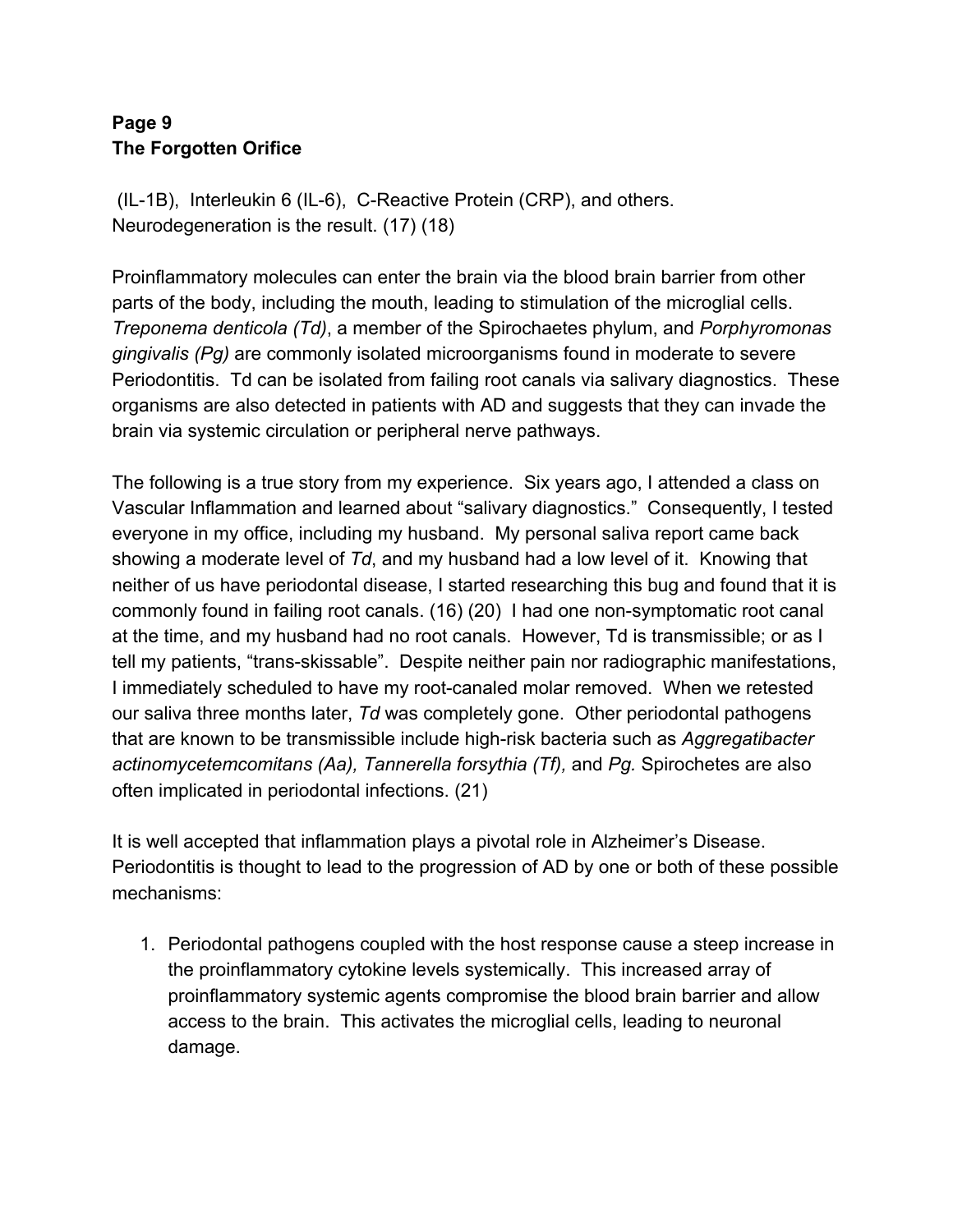(IL-1B), Interleukin 6 (IL-6), C-Reactive Protein (CRP), and others. Neurodegeneration is the result. (17) (18)

Proinflammatory molecules can enter the brain via the blood brain barrier from other parts of the body, including the mouth, leading to stimulation of the microglial cells. *Treponema denticola (Td)*, a member of the Spirochaetes phylum, and *Porphyromonas gingivalis (Pg)* are commonly isolated microorganisms found in moderate to severe Periodontitis. Td can be isolated from failing root canals via salivary diagnostics. These organisms are also detected in patients with AD and suggests that they can invade the brain via systemic circulation or peripheral nerve pathways.

The following is a true story from my experience. Six years ago, I attended a class on Vascular Inflammation and learned about "salivary diagnostics." Consequently, I tested everyone in my office, including my husband. My personal saliva report came back showing a moderate level of *Td*, and my husband had a low level of it. Knowing that neither of us have periodontal disease, I started researching this bug and found that it is commonly found in failing root canals. (16) (20) I had one non-symptomatic root canal at the time, and my husband had no root canals. However, Td is transmissible; or as I tell my patients, "trans-skissable". Despite neither pain nor radiographic manifestations, I immediately scheduled to have my root-canaled molar removed. When we retested our saliva three months later, *Td* was completely gone. Other periodontal pathogens that are known to be transmissible include high-risk bacteria such as *Aggregatibacter actinomycetemcomitans (Aa), Tannerella forsythia (Tf),* and *Pg.* Spirochetes are also often implicated in periodontal infections. (21)

It is well accepted that inflammation plays a pivotal role in Alzheimer's Disease. Periodontitis is thought to lead to the progression of AD by one or both of these possible mechanisms:

1. Periodontal pathogens coupled with the host response cause a steep increase in the proinflammatory cytokine levels systemically. This increased array of proinflammatory systemic agents compromise the blood brain barrier and allow access to the brain. This activates the microglial cells, leading to neuronal damage.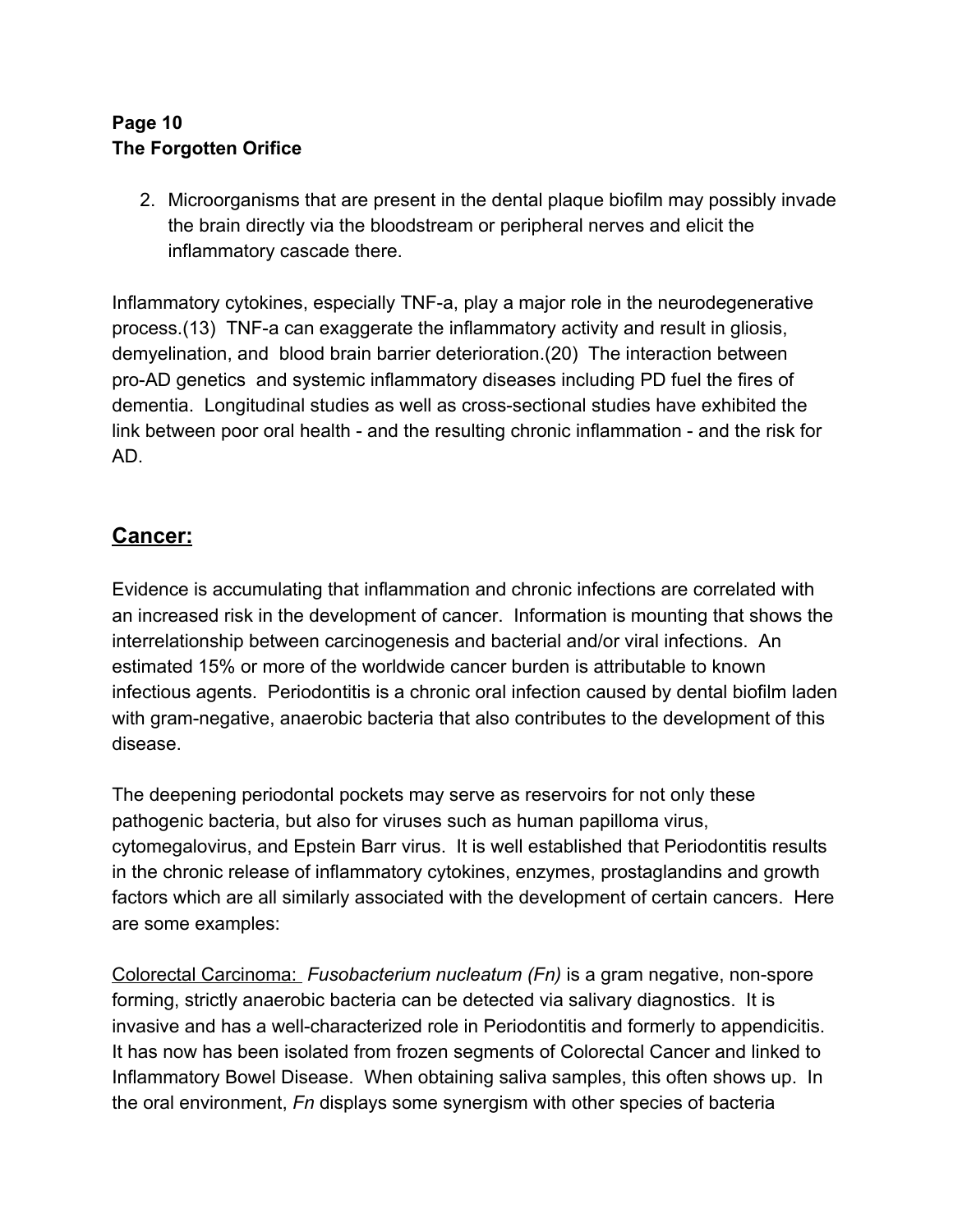2. Microorganisms that are present in the dental plaque biofilm may possibly invade the brain directly via the bloodstream or peripheral nerves and elicit the inflammatory cascade there.

Inflammatory cytokines, especially TNF-a, play a major role in the neurodegenerative process.(13) TNF-a can exaggerate the inflammatory activity and result in gliosis, demyelination, and blood brain barrier deterioration.(20) The interaction between pro-AD genetics and systemic inflammatory diseases including PD fuel the fires of dementia. Longitudinal studies as well as cross-sectional studies have exhibited the link between poor oral health - and the resulting chronic inflammation - and the risk for AD.

## **Cancer:**

Evidence is accumulating that inflammation and chronic infections are correlated with an increased risk in the development of cancer. Information is mounting that shows the interrelationship between carcinogenesis and bacterial and/or viral infections. An estimated 15% or more of the worldwide cancer burden is attributable to known infectious agents. Periodontitis is a chronic oral infection caused by dental biofilm laden with gram-negative, anaerobic bacteria that also contributes to the development of this disease.

The deepening periodontal pockets may serve as reservoirs for not only these pathogenic bacteria, but also for viruses such as human papilloma virus, cytomegalovirus, and Epstein Barr virus. It is well established that Periodontitis results in the chronic release of inflammatory cytokines, enzymes, prostaglandins and growth factors which are all similarly associated with the development of certain cancers. Here are some examples:

<u>Colorectal Carcinoma:</u> *Fusobacterium nucleatum (Fn)* is a gram negative, non-spore forming, strictly anaerobic bacteria can be detected via salivary diagnostics. It is invasive and has a well-characterized role in Periodontitis and formerly to appendicitis. It has now has been isolated from frozen segments of Colorectal Cancer and linked to Inflammatory Bowel Disease. When obtaining saliva samples, this often shows up. In the oral environment, *Fn* displays some synergism with other species of bacteria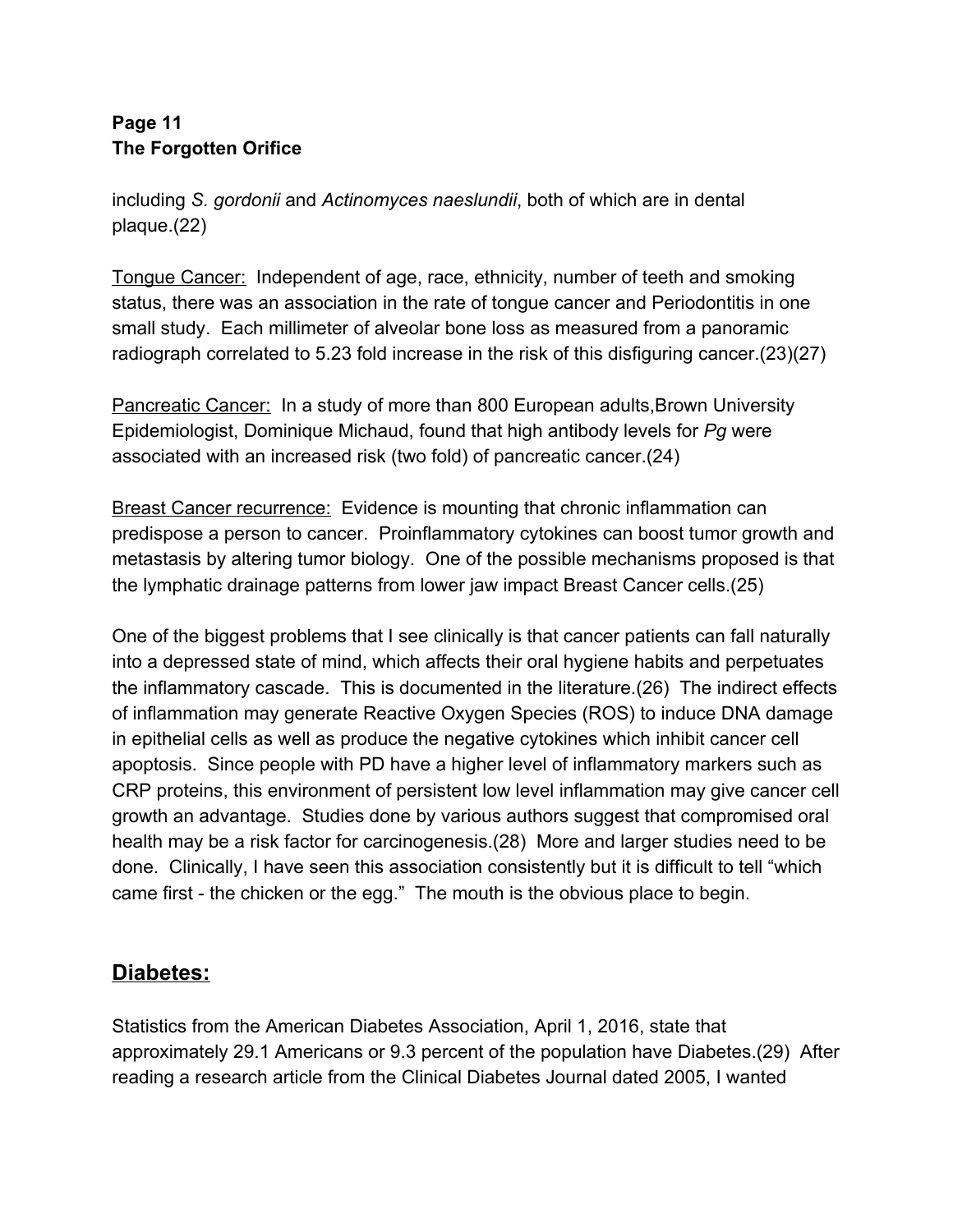including *S. gordonii* and *Actinomyces naeslundii*, both of which are in dental plaque.(22)

Tongue Cancer: Independent of age, race, ethnicity, number of teeth and smoking status, there was an association in the rate of tongue cancer and Periodontitis in one small study. Each millimeter of alveolar bone loss as measured from a panoramic radiograph correlated to 5.23 fold increase in the risk of this disfiguring cancer.(23)(27)

Pancreatic Cancer: In a study of more than 800 European adults,Brown University Epidemiologist, Dominique Michaud, found that high antibody levels for *Pg* were associated with an increased risk (two fold) of pancreatic cancer.(24)

Breast Cancer recurrence: Evidence is mounting that chronic inflammation can predispose a person to cancer. Proinflammatory cytokines can boost tumor growth and metastasis by altering tumor biology. One of the possible mechanisms proposed is that the lymphatic drainage patterns from lower jaw impact Breast Cancer cells.(25)

One of the biggest problems that I see clinically is that cancer patients can fall naturally into a depressed state of mind, which affects their oral hygiene habits and perpetuates the inflammatory cascade. This is documented in the literature.(26) The indirect effects of inflammation may generate Reactive Oxygen Species (ROS) to induce DNA damage in epithelial cells as well as produce the negative cytokines which inhibit cancer cell apoptosis. Since people with PD have a higher level of inflammatory markers such as CRP proteins, this environment of persistent low level inflammation may give cancer cell growth an advantage. Studies done by various authors suggest that compromised oral health may be a risk factor for carcinogenesis.(28) More and larger studies need to be done. Clinically, I have seen this association consistently but it is difficult to tell "which came first - the chicken or the egg." The mouth is the obvious place to begin.

## Diabetes:

Statistics from the American Diabetes Association, April 1, 2016, state that approximately 29.1 Americans or 9.3 percent of the population have Diabetes.(29) After reading a research article from the Clinical Diabetes Journal dated 2005, I wanted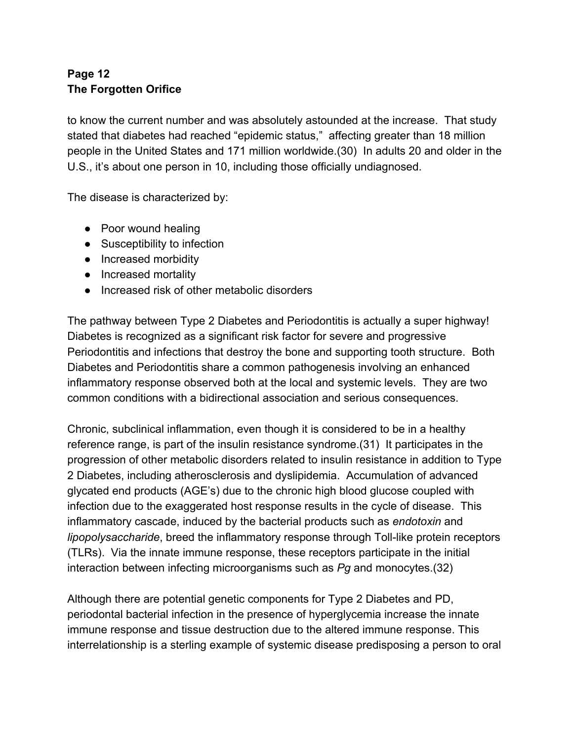to know the current number and was absolutely astounded at the increase. That study stated that diabetes had reached "epidemic status," affecting greater than 18 million people in the United States and 171 million worldwide.(30) In adults 20 and older in the U.S., it's about one person in 10, including those officially undiagnosed.

The disease is characterized by:

- Poor wound healing
- Susceptibility to infection
- Increased morbidity
- Increased mortality
- Increased risk of other metabolic disorders

The pathway between Type 2 Diabetes and Periodontitis is actually a super highway! Diabetes is recognized as a significant risk factor for severe and progressive Periodontitis and infections that destroy the bone and supporting tooth structure. Both Diabetes and Periodontitis share a common pathogenesis involving an enhanced inflammatory response observed both at the local and systemic levels. They are two common conditions with a bidirectional association and serious consequences.

Chronic, subclinical inflammation, even though it is considered to be in a healthy reference range, is part of the insulin resistance syndrome.(31) It participates in the progression of other metabolic disorders related to insulin resistance in addition to Type 2 Diabetes, including atherosclerosis and dyslipidemia. Accumulation of advanced glycated end products (AGE's) due to the chronic high blood glucose coupled with infection due to the exaggerated host response results in the cycle of disease. This inflammatory cascade, induced by the bacterial products such as *endotoxin* and *lipopolysaccharide*, breed the inflammatory response through Toll-like protein receptors (TLRs). Via the innate immune response, these receptors participate in the initial interaction between infecting microorganisms such as *Pg* and monocytes.(32)

Although there are potential genetic components for Type 2 Diabetes and PD, periodontal bacterial infection in the presence of hyperglycemia increase the innate immune response and tissue destruction due to the altered immune response. This interrelationship is a sterling example of systemic disease predisposing a person to oral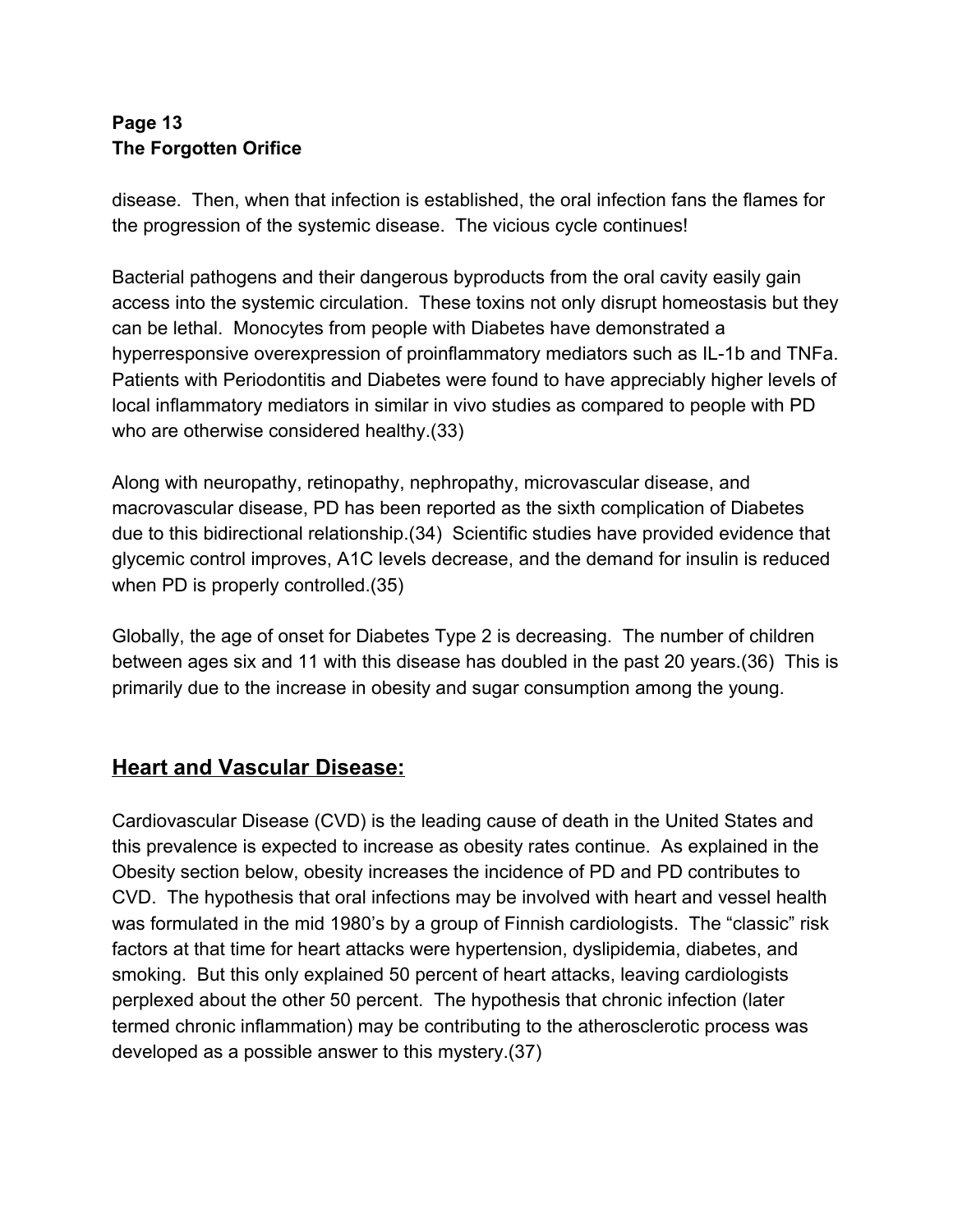disease. Then, when that infection is established, the oral infection fans the flames for the progression of the systemic disease. The vicious cycle continues!

Bacterial pathogens and their dangerous byproducts from the oral cavity easily gain access into the systemic circulation. These toxins not only disrupt homeostasis but they can be lethal. Monocytes from people with Diabetes have demonstrated a hyperresponsive overexpression of proinflammatory mediators such as IL-1b and TNFa. Patients with Periodontitis and Diabetes were found to have appreciably higher levels of local inflammatory mediators in similar in vivo studies as compared to people with PD who are otherwise considered healthy.(33)

Along with neuropathy, retinopathy, nephropathy, microvascular disease, and macrovascular disease, PD has been reported as the sixth complication of Diabetes due to this bidirectional relationship.(34) Scientific studies have provided evidence that glycemic control improves, A1C levels decrease, and the demand for insulin is reduced when PD is properly controlled.(35)

Globally, the age of onset for Diabetes Type 2 is decreasing. The number of children between ages six and 11 with this disease has doubled in the past 20 years.(36) This is primarily due to the increase in obesity and sugar consumption among the young.

## <u>Heart and Vascular Disease:</u>

Cardiovascular Disease (CVD) is the leading cause of death in the United States and this prevalence is expected to increase as obesity rates continue. As explained in the Obesity section below, obesity increases the incidence of PD and PD contributes to CVD. The hypothesis that oral infections may be involved with heart and vessel health was formulated in the mid 1980's by a group of Finnish cardiologists. The "classic" risk factors at that time for heart attacks were hypertension, dyslipidemia, diabetes, and smoking. But this only explained 50 percent of heart attacks, leaving cardiologists perplexed about the other 50 percent. The hypothesis that chronic infection (later termed chronic inflammation) may be contributing to the atherosclerotic process was developed as a possible answer to this mystery.(37)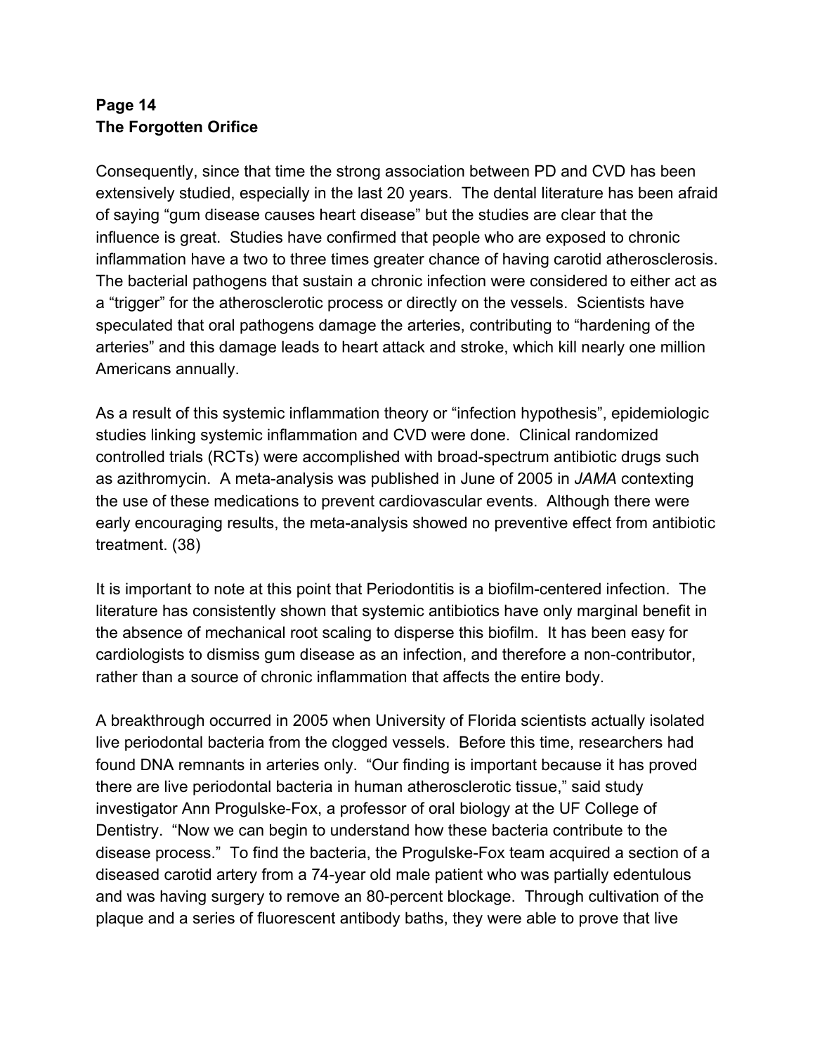**Page 14**
**The Forgotten Orifice**

Consequently, since that time the strong association between PD and CVD has been extensively studied, especially in the last 20 years. The dental literature has been afraid of saying "gum disease causes heart disease" but the studies are clear that the influence is great. Studies have confirmed that people who are exposed to chronic inflammation have a two to three times greater chance of having carotid atherosclerosis. The bacterial pathogens that sustain a chronic infection were considered to either act as a "trigger" for the atherosclerotic process or directly on the vessels. Scientists have speculated that oral pathogens damage the arteries, contributing to "hardening of the arteries" and this damage leads to heart attack and stroke, which kill nearly one million Americans annually.

As a result of this systemic inflammation theory or "infection hypothesis", epidemiologic studies linking systemic inflammation and CVD were done. Clinical randomized controlled trials (RCTs) were accomplished with broad-spectrum antibiotic drugs such as azithromycin. A meta-analysis was published in June of 2005 in *JAMA* contexting the use of these medications to prevent cardiovascular events. Although there were early encouraging results, the meta-analysis showed no preventive effect from antibiotic treatment. (38)

It is important to note at this point that Periodontitis is a biofilm-centered infection. The literature has consistently shown that systemic antibiotics have only marginal benefit in the absence of mechanical root scaling to disperse this biofilm. It has been easy for cardiologists to dismiss gum disease as an infection, and therefore a non-contributor, rather than a source of chronic inflammation that affects the entire body.

A breakthrough occurred in 2005 when University of Florida scientists actually isolated live periodontal bacteria from the clogged vessels. Before this time, researchers had found DNA remnants in arteries only. "Our finding is important because it has proved there are live periodontal bacteria in human atherosclerotic tissue," said study investigator Ann Progulske-Fox, a professor of oral biology at the UF College of Dentistry. "Now we can begin to understand how these bacteria contribute to the disease process." To find the bacteria, the Progulske-Fox team acquired a section of a diseased carotid artery from a 74-year old male patient who was partially edentulous and was having surgery to remove an 80-percent blockage. Through cultivation of the plaque and a series of fluorescent antibody baths, they were able to prove that live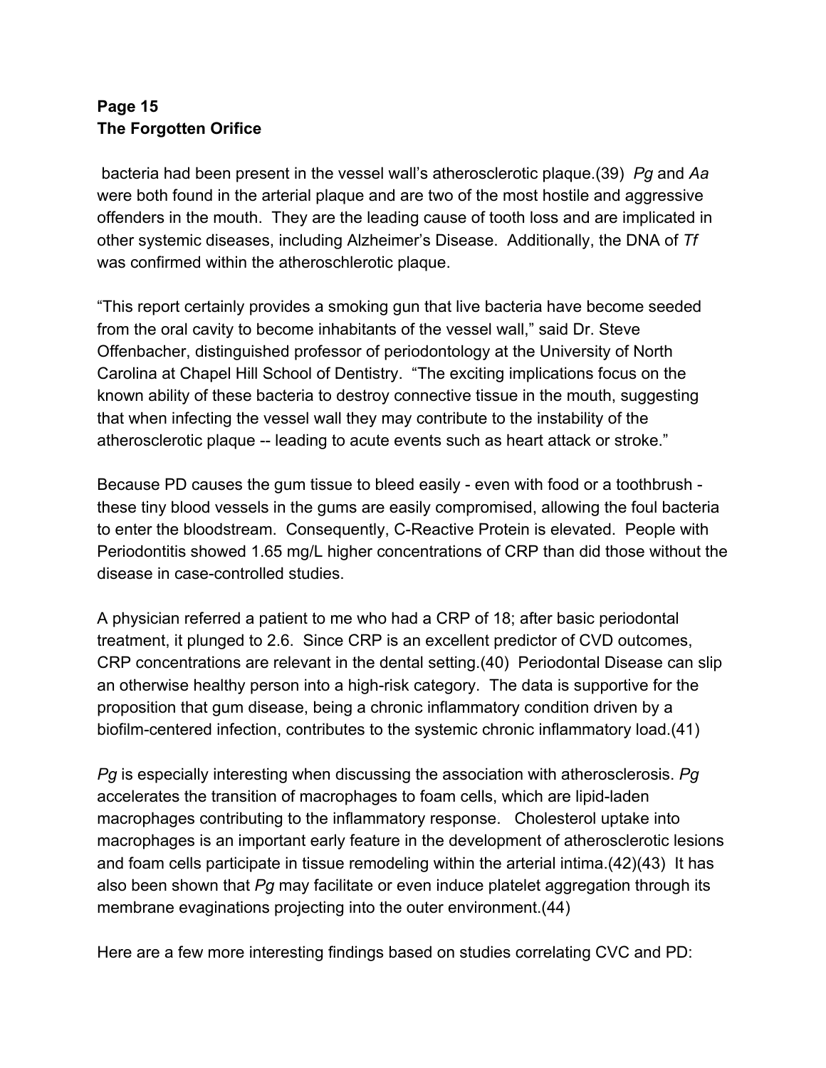bacteria had been present in the vessel wall's atherosclerotic plaque.(39) *Pg* and *Aa* were both found in the arterial plaque and are two of the most hostile and aggressive offenders in the mouth. They are the leading cause of tooth loss and are implicated in other systemic diseases, including Alzheimer's Disease. Additionally, the DNA of *Tf* was confirmed within the atheroschlerotic plaque.

"This report certainly provides a smoking gun that live bacteria have become seeded from the oral cavity to become inhabitants of the vessel wall," said Dr. Steve Offenbacher, distinguished professor of periodontology at the University of North Carolina at Chapel Hill School of Dentistry. "The exciting implications focus on the known ability of these bacteria to destroy connective tissue in the mouth, suggesting that when infecting the vessel wall they may contribute to the instability of the atherosclerotic plaque -- leading to acute events such as heart attack or stroke."

Because PD causes the gum tissue to bleed easily - even with food or a toothbrush - these tiny blood vessels in the gums are easily compromised, allowing the foul bacteria to enter the bloodstream. Consequently, C-Reactive Protein is elevated. People with Periodontitis showed 1.65 mg/L higher concentrations of CRP than did those without the disease in case-controlled studies.

A physician referred a patient to me who had a CRP of 18; after basic periodontal treatment, it plunged to 2.6. Since CRP is an excellent predictor of CVD outcomes, CRP concentrations are relevant in the dental setting.(40) Periodontal Disease can slip an otherwise healthy person into a high-risk category. The data is supportive for the proposition that gum disease, being a chronic inflammatory condition driven by a biofilm-centered infection, contributes to the systemic chronic inflammatory load.(41)

*Pg* is especially interesting when discussing the association with atherosclerosis. *Pg* accelerates the transition of macrophages to foam cells, which are lipid-laden macrophages contributing to the inflammatory response. Cholesterol uptake into macrophages is an important early feature in the development of atherosclerotic lesions and foam cells participate in tissue remodeling within the arterial intima.(42)(43) It has also been shown that *Pg* may facilitate or even induce platelet aggregation through its membrane evaginations projecting into the outer environment.(44)

Here are a few more interesting findings based on studies correlating CVC and PD: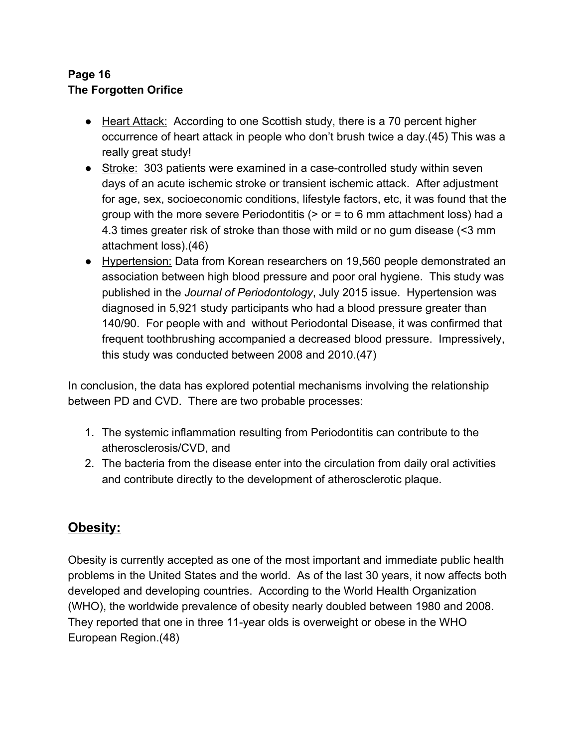- Heart Attack: According to one Scottish study, there is a 70 percent higher occurrence of heart attack in people who don't brush twice a day.(45) This was a really great study!
- Stroke: 303 patients were examined in a case-controlled study within seven days of an acute ischemic stroke or transient ischemic attack. After adjustment for age, sex, socioeconomic conditions, lifestyle factors, etc, it was found that the group with the more severe Periodontitis (> or = to 6 mm attachment loss) had a 4.3 times greater risk of stroke than those with mild or no gum disease (<3 mm attachment loss).(46)
- Hypertension: Data from Korean researchers on 19,560 people demonstrated an association between high blood pressure and poor oral hygiene. This study was published in the *Journal of Periodontology*, July 2015 issue. Hypertension was diagnosed in 5,921 study participants who had a blood pressure greater than 140/90. For people with and without Periodontal Disease, it was confirmed that frequent toothbrushing accompanied a decreased blood pressure. Impressively, this study was conducted between 2008 and 2010.(47)

In conclusion, the data has explored potential mechanisms involving the relationship between PD and CVD. There are two probable processes:

1. The systemic inflammation resulting from Periodontitis can contribute to the atherosclerosis/CVD, and
2. The bacteria from the disease enter into the circulation from daily oral activities and contribute directly to the development of atherosclerotic plaque.

## Obesity:

Obesity is currently accepted as one of the most important and immediate public health problems in the United States and the world. As of the last 30 years, it now affects both developed and developing countries. According to the World Health Organization (WHO), the worldwide prevalence of obesity nearly doubled between 1980 and 2008. They reported that one in three 11-year olds is overweight or obese in the WHO European Region.(48)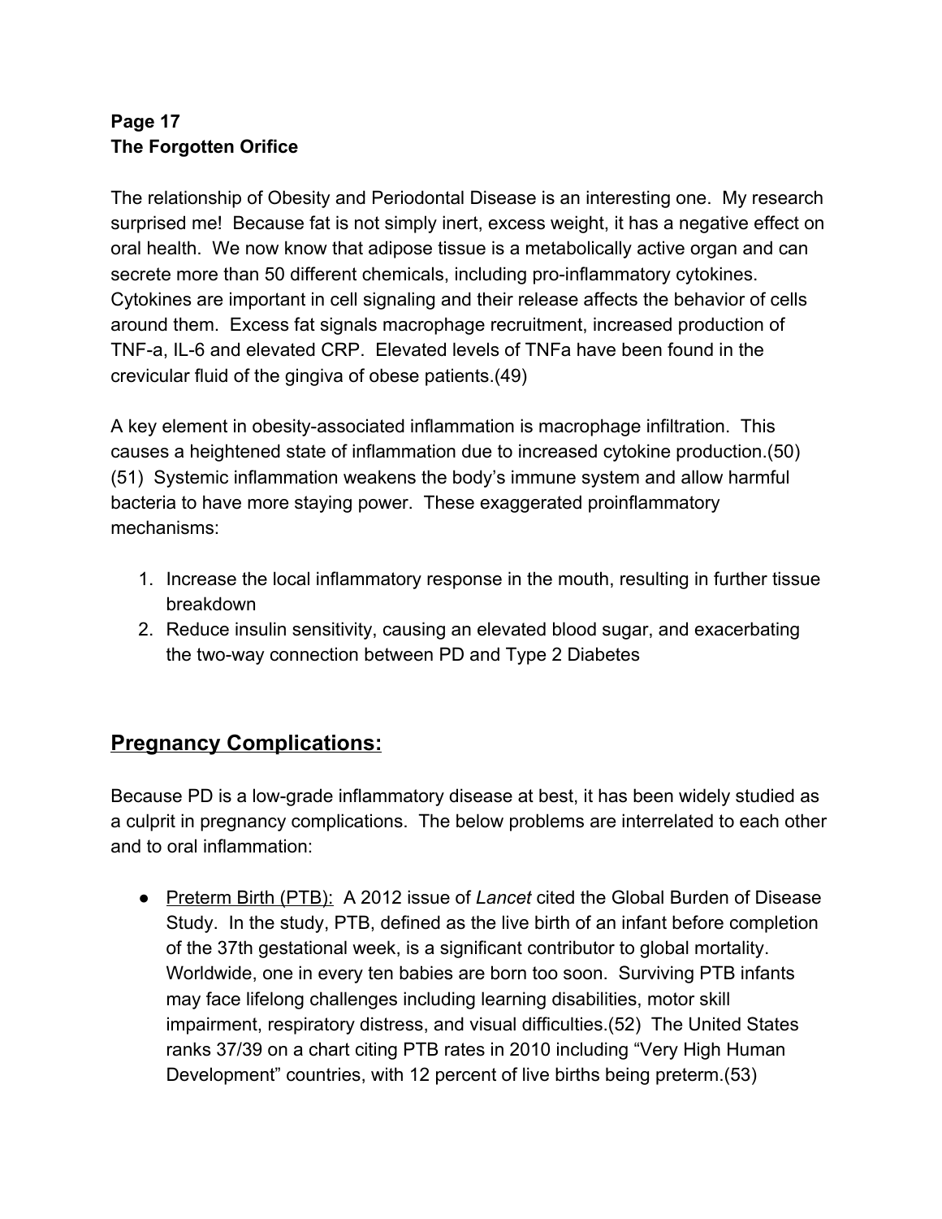**Page 17**
**The Forgotten Orifice**

The relationship of Obesity and Periodontal Disease is an interesting one. My research surprised me! Because fat is not simply inert, excess weight, it has a negative effect on oral health. We now know that adipose tissue is a metabolically active organ and can secrete more than 50 different chemicals, including pro-inflammatory cytokines. Cytokines are important in cell signaling and their release affects the behavior of cells around them. Excess fat signals macrophage recruitment, increased production of TNF-a, IL-6 and elevated CRP. Elevated levels of TNFa have been found in the crevicular fluid of the gingiva of obese patients.(49)

A key element in obesity-associated inflammation is macrophage infiltration. This causes a heightened state of inflammation due to increased cytokine production.(50)(51) Systemic inflammation weakens the body's immune system and allow harmful bacteria to have more staying power. These exaggerated proinflammatory mechanisms:

1. Increase the local inflammatory response in the mouth, resulting in further tissue breakdown
2. Reduce insulin sensitivity, causing an elevated blood sugar, and exacerbating the two-way connection between PD and Type 2 Diabetes

## Pregnancy Complications:

Because PD is a low-grade inflammatory disease at best, it has been widely studied as a culprit in pregnancy complications. The below problems are interrelated to each other and to oral inflammation:

- Preterm Birth (PTB): A 2012 issue of *Lancet* cited the Global Burden of Disease Study. In the study, PTB, defined as the live birth of an infant before completion of the 37th gestational week, is a significant contributor to global mortality. Worldwide, one in every ten babies are born too soon. Surviving PTB infants may face lifelong challenges including learning disabilities, motor skill impairment, respiratory distress, and visual difficulties.(52) The United States ranks 37/39 on a chart citing PTB rates in 2010 including "Very High Human Development" countries, with 12 percent of live births being preterm.(53)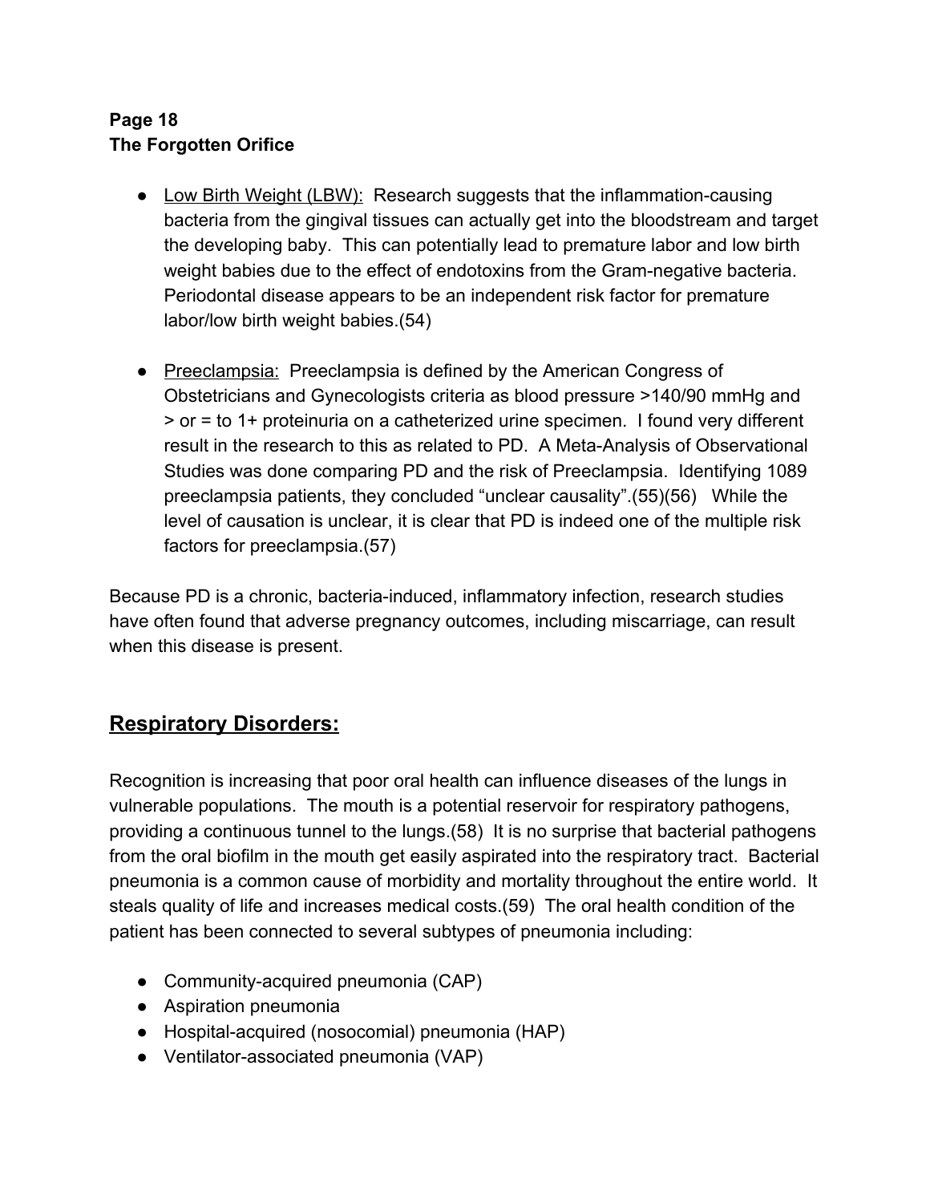- Low Birth Weight (LBW): Research suggests that the inflammation-causing bacteria from the gingival tissues can actually get into the bloodstream and target the developing baby. This can potentially lead to premature labor and low birth weight babies due to the effect of endotoxins from the Gram-negative bacteria. Periodontal disease appears to be an independent risk factor for premature labor/low birth weight babies.(54)

- Preeclampsia: Preeclampsia is defined by the American Congress of Obstetricians and Gynecologists criteria as blood pressure >140/90 mmHg and > or = to 1+ proteinuria on a catheterized urine specimen. I found very different result in the research to this as related to PD. A Meta-Analysis of Observational Studies was done comparing PD and the risk of Preeclampsia. Identifying 1089 preeclampsia patients, they concluded "unclear causality".(55)(56) While the level of causation is unclear, it is clear that PD is indeed one of the multiple risk factors for preeclampsia.(57)

Because PD is a chronic, bacteria-induced, inflammatory infection, research studies have often found that adverse pregnancy outcomes, including miscarriage, can result when this disease is present.

## Respiratory Disorders:

Recognition is increasing that poor oral health can influence diseases of the lungs in vulnerable populations. The mouth is a potential reservoir for respiratory pathogens, providing a continuous tunnel to the lungs.(58) It is no surprise that bacterial pathogens from the oral biofilm in the mouth get easily aspirated into the respiratory tract. Bacterial pneumonia is a common cause of morbidity and mortality throughout the entire world. It steals quality of life and increases medical costs.(59) The oral health condition of the patient has been connected to several subtypes of pneumonia including:

- Community-acquired pneumonia (CAP)
- Aspiration pneumonia
- Hospital-acquired (nosocomial) pneumonia (HAP)
- Ventilator-associated pneumonia (VAP)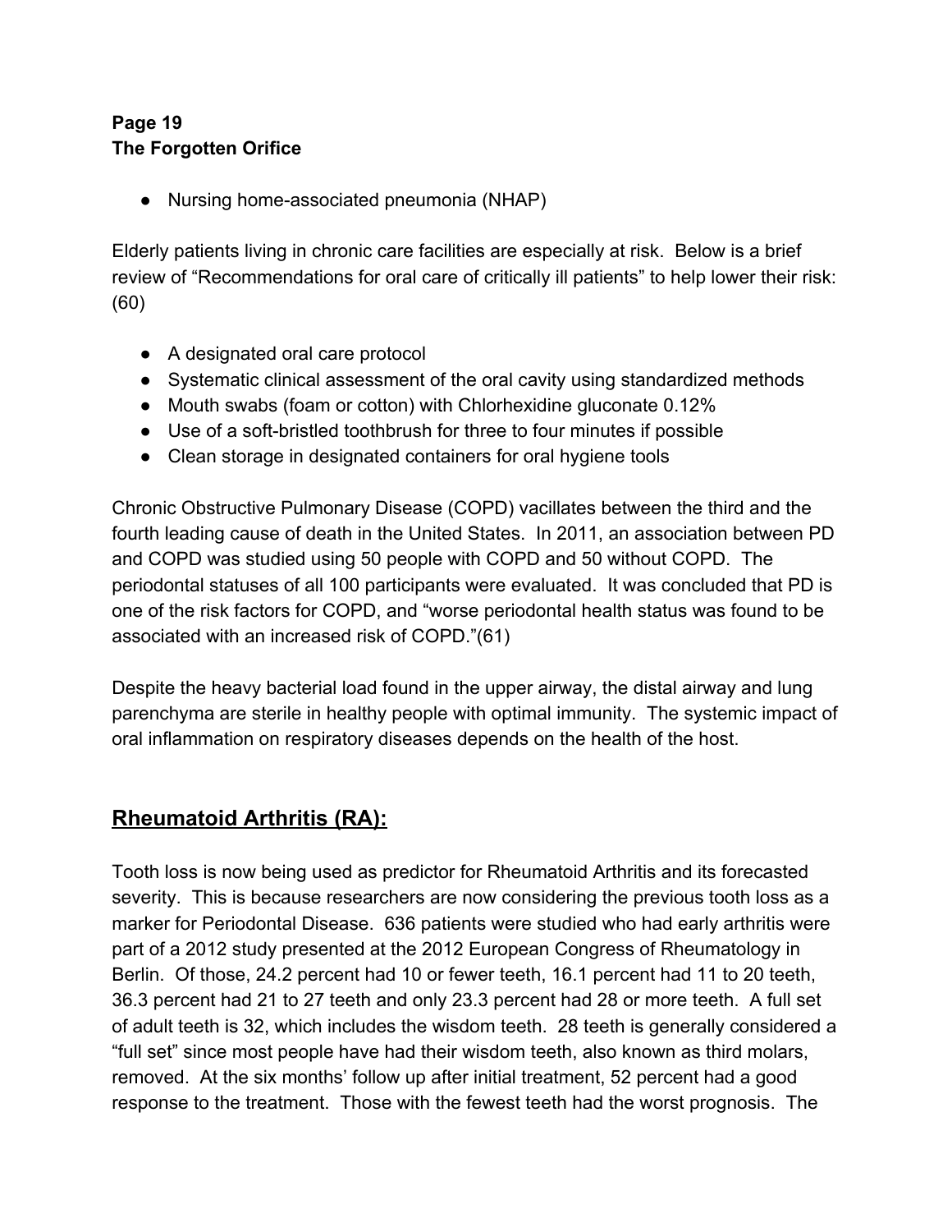- Nursing home-associated pneumonia (NHAP)

Elderly patients living in chronic care facilities are especially at risk. Below is a brief review of "Recommendations for oral care of critically ill patients" to help lower their risk: (60)

- A designated oral care protocol
- Systematic clinical assessment of the oral cavity using standardized methods
- Mouth swabs (foam or cotton) with Chlorhexidine gluconate 0.12%
- Use of a soft-bristled toothbrush for three to four minutes if possible
- Clean storage in designated containers for oral hygiene tools

Chronic Obstructive Pulmonary Disease (COPD) vacillates between the third and the fourth leading cause of death in the United States. In 2011, an association between PD and COPD was studied using 50 people with COPD and 50 without COPD. The periodontal statuses of all 100 participants were evaluated. It was concluded that PD is one of the risk factors for COPD, and "worse periodontal health status was found to be associated with an increased risk of COPD."(61)

Despite the heavy bacterial load found in the upper airway, the distal airway and lung parenchyma are sterile in healthy people with optimal immunity. The systemic impact of oral inflammation on respiratory diseases depends on the health of the host.

## Rheumatoid Arthritis (RA):

Tooth loss is now being used as predictor for Rheumatoid Arthritis and its forecasted severity. This is because researchers are now considering the previous tooth loss as a marker for Periodontal Disease. 636 patients were studied who had early arthritis were part of a 2012 study presented at the 2012 European Congress of Rheumatology in Berlin. Of those, 24.2 percent had 10 or fewer teeth, 16.1 percent had 11 to 20 teeth, 36.3 percent had 21 to 27 teeth and only 23.3 percent had 28 or more teeth. A full set of adult teeth is 32, which includes the wisdom teeth. 28 teeth is generally considered a "full set" since most people have had their wisdom teeth, also known as third molars, removed. At the six months' follow up after initial treatment, 52 percent had a good response to the treatment. Those with the fewest teeth had the worst prognosis. The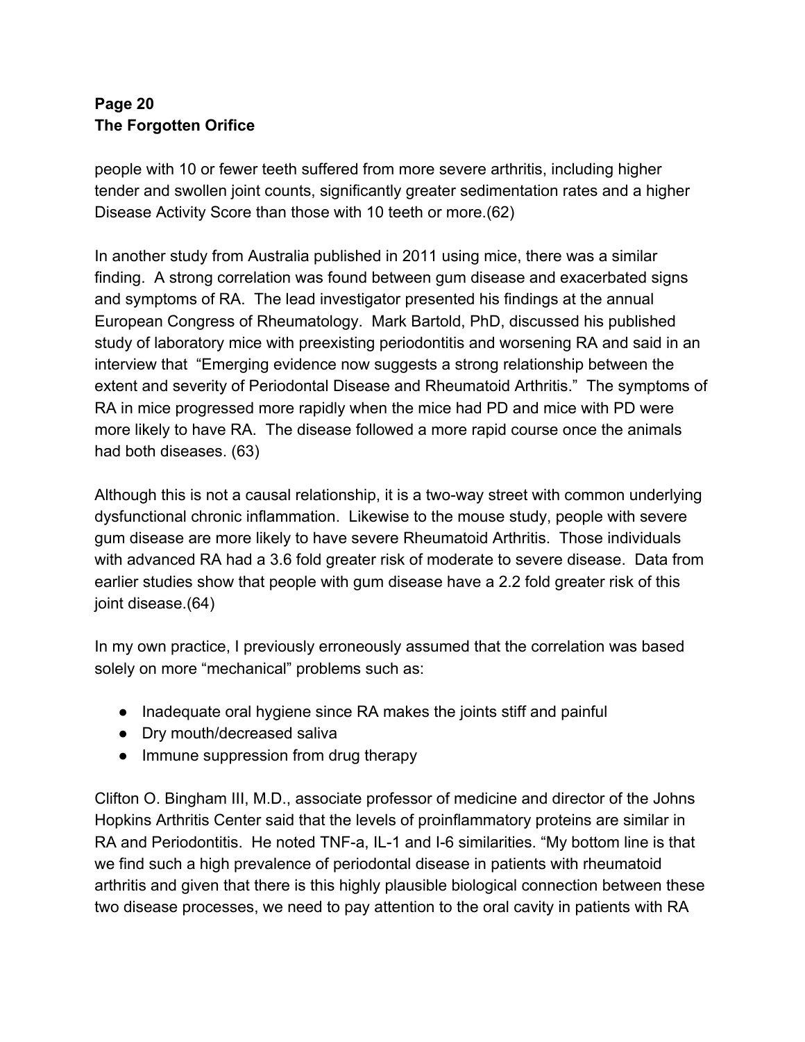people with 10 or fewer teeth suffered from more severe arthritis, including higher tender and swollen joint counts, significantly greater sedimentation rates and a higher Disease Activity Score than those with 10 teeth or more.(62)

In another study from Australia published in 2011 using mice, there was a similar finding. A strong correlation was found between gum disease and exacerbated signs and symptoms of RA. The lead investigator presented his findings at the annual European Congress of Rheumatology. Mark Bartold, PhD, discussed his published study of laboratory mice with preexisting periodontitis and worsening RA and said in an interview that "Emerging evidence now suggests a strong relationship between the extent and severity of Periodontal Disease and Rheumatoid Arthritis." The symptoms of RA in mice progressed more rapidly when the mice had PD and mice with PD were more likely to have RA. The disease followed a more rapid course once the animals had both diseases. (63)

Although this is not a causal relationship, it is a two-way street with common underlying dysfunctional chronic inflammation. Likewise to the mouse study, people with severe gum disease are more likely to have severe Rheumatoid Arthritis. Those individuals with advanced RA had a 3.6 fold greater risk of moderate to severe disease. Data from earlier studies show that people with gum disease have a 2.2 fold greater risk of this joint disease.(64)

In my own practice, I previously erroneously assumed that the correlation was based solely on more "mechanical" problems such as:

- Inadequate oral hygiene since RA makes the joints stiff and painful
- Dry mouth/decreased saliva
- Immune suppression from drug therapy

Clifton O. Bingham III, M.D., associate professor of medicine and director of the Johns Hopkins Arthritis Center said that the levels of proinflammatory proteins are similar in RA and Periodontitis. He noted TNF-a, IL-1 and I-6 similarities. "My bottom line is that we find such a high prevalence of periodontal disease in patients with rheumatoid arthritis and given that there is this highly plausible biological connection between these two disease processes, we need to pay attention to the oral cavity in patients with RA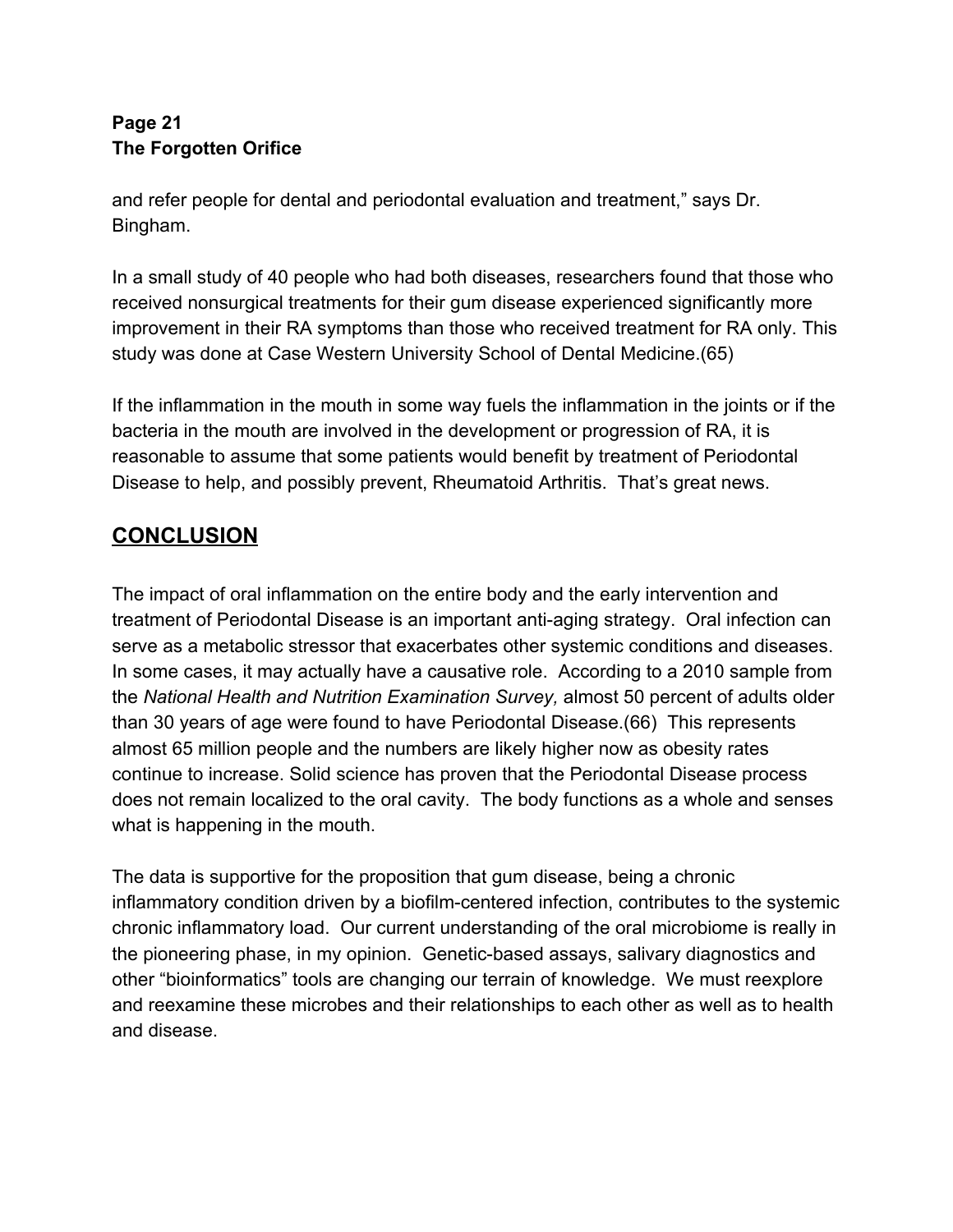and refer people for dental and periodontal evaluation and treatment," says Dr. Bingham.

In a small study of 40 people who had both diseases, researchers found that those who received nonsurgical treatments for their gum disease experienced significantly more improvement in their RA symptoms than those who received treatment for RA only. This study was done at Case Western University School of Dental Medicine.(65)

If the inflammation in the mouth in some way fuels the inflammation in the joints or if the bacteria in the mouth are involved in the development or progression of RA, it is reasonable to assume that some patients would benefit by treatment of Periodontal Disease to help, and possibly prevent, Rheumatoid Arthritis. That's great news.

## CONCLUSION

The impact of oral inflammation on the entire body and the early intervention and treatment of Periodontal Disease is an important anti-aging strategy. Oral infection can serve as a metabolic stressor that exacerbates other systemic conditions and diseases. In some cases, it may actually have a causative role. According to a 2010 sample from the *National Health and Nutrition Examination Survey,* almost 50 percent of adults older than 30 years of age were found to have Periodontal Disease.(66) This represents almost 65 million people and the numbers are likely higher now as obesity rates continue to increase. Solid science has proven that the Periodontal Disease process does not remain localized to the oral cavity. The body functions as a whole and senses what is happening in the mouth.

The data is supportive for the proposition that gum disease, being a chronic inflammatory condition driven by a biofilm-centered infection, contributes to the systemic chronic inflammatory load. Our current understanding of the oral microbiome is really in the pioneering phase, in my opinion. Genetic-based assays, salivary diagnostics and other "bioinformatics" tools are changing our terrain of knowledge. We must reexplore and reexamine these microbes and their relationships to each other as well as to health and disease.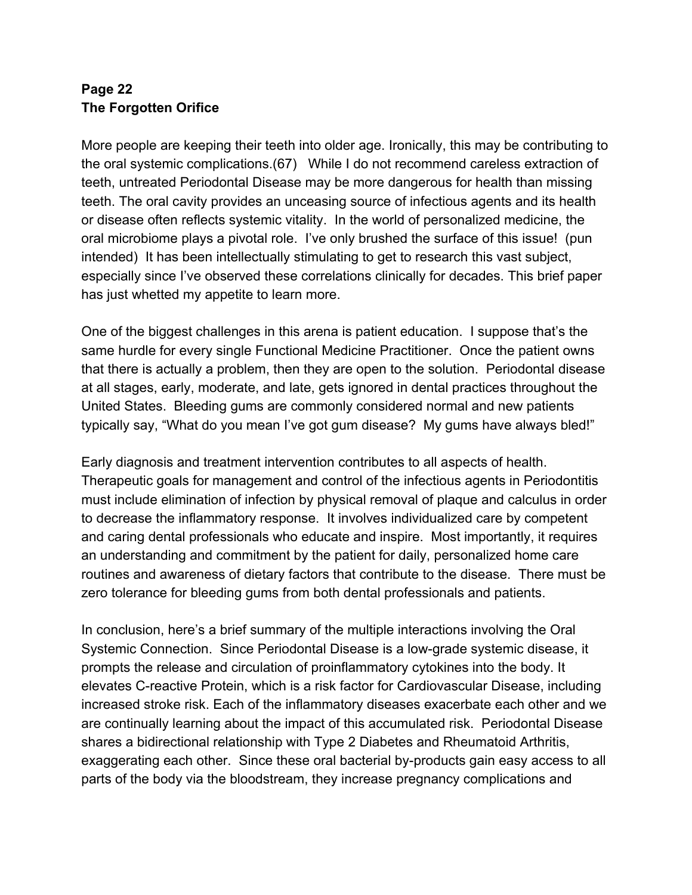**Page 22**
**The Forgotten Orifice**

More people are keeping their teeth into older age. Ironically, this may be contributing to the oral systemic complications.(67) While I do not recommend careless extraction of teeth, untreated Periodontal Disease may be more dangerous for health than missing teeth. The oral cavity provides an unceasing source of infectious agents and its health or disease often reflects systemic vitality. In the world of personalized medicine, the oral microbiome plays a pivotal role. I've only brushed the surface of this issue! (pun intended) It has been intellectually stimulating to get to research this vast subject, especially since I've observed these correlations clinically for decades. This brief paper has just whetted my appetite to learn more.

One of the biggest challenges in this arena is patient education. I suppose that's the same hurdle for every single Functional Medicine Practitioner. Once the patient owns that there is actually a problem, then they are open to the solution. Periodontal disease at all stages, early, moderate, and late, gets ignored in dental practices throughout the United States. Bleeding gums are commonly considered normal and new patients typically say, "What do you mean I've got gum disease? My gums have always bled!"

Early diagnosis and treatment intervention contributes to all aspects of health. Therapeutic goals for management and control of the infectious agents in Periodontitis must include elimination of infection by physical removal of plaque and calculus in order to decrease the inflammatory response. It involves individualized care by competent and caring dental professionals who educate and inspire. Most importantly, it requires an understanding and commitment by the patient for daily, personalized home care routines and awareness of dietary factors that contribute to the disease. There must be zero tolerance for bleeding gums from both dental professionals and patients.

In conclusion, here's a brief summary of the multiple interactions involving the Oral Systemic Connection. Since Periodontal Disease is a low-grade systemic disease, it prompts the release and circulation of proinflammatory cytokines into the body. It elevates C-reactive Protein, which is a risk factor for Cardiovascular Disease, including increased stroke risk. Each of the inflammatory diseases exacerbate each other and we are continually learning about the impact of this accumulated risk. Periodontal Disease shares a bidirectional relationship with Type 2 Diabetes and Rheumatoid Arthritis, exaggerating each other. Since these oral bacterial by-products gain easy access to all parts of the body via the bloodstream, they increase pregnancy complications and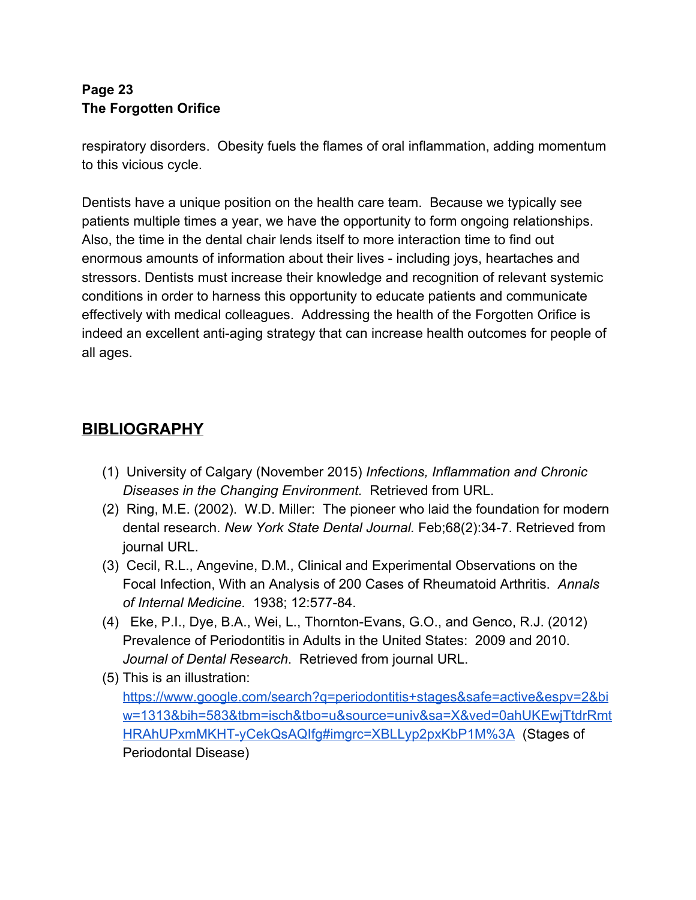respiratory disorders.  Obesity fuels the flames of oral inflammation, adding momentum to this vicious cycle.

Dentists have a unique position on the health care team.  Because we typically see patients multiple times a year, we have the opportunity to form ongoing relationships. Also, the time in the dental chair lends itself to more interaction time to find out enormous amounts of information about their lives - including joys, heartaches and stressors. Dentists must increase their knowledge and recognition of relevant systemic conditions in order to harness this opportunity to educate patients and communicate effectively with medical colleagues.  Addressing the health of the Forgotten Orifice is indeed an excellent anti-aging strategy that can increase health outcomes for people of all ages.

## BIBLIOGRAPHY

(1) University of Calgary (November 2015) *Infections, Inflammation and Chronic Diseases in the Changing Environment.* Retrieved from URL.

(2) Ring, M.E. (2002). W.D. Miller: The pioneer who laid the foundation for modern dental research. *New York State Dental Journal.* Feb;68(2):34-7. Retrieved from journal URL.

(3) Cecil, R.L., Angevine, D.M., Clinical and Experimental Observations on the Focal Infection, With an Analysis of 200 Cases of Rheumatoid Arthritis. *Annals of Internal Medicine.* 1938; 12:577-84.

(4) Eke, P.I., Dye, B.A., Wei, L., Thornton-Evans, G.O., and Genco, R.J. (2012) Prevalence of Periodontitis in Adults in the United States: 2009 and 2010. *Journal of Dental Research*. Retrieved from journal URL.

(5) This is an illustration: https://www.google.com/search?q=periodontitis+stages&safe=active&espv=2&biw=1313&bih=583&tbm=isch&tbo=u&source=univ&sa=X&ved=0ahUKEwjTtdrRmtHRAhUPxmMKHT-yCekQsAQIfg#imgrc=XBLLyp2pxKbP1M%3A (Stages of Periodontal Disease)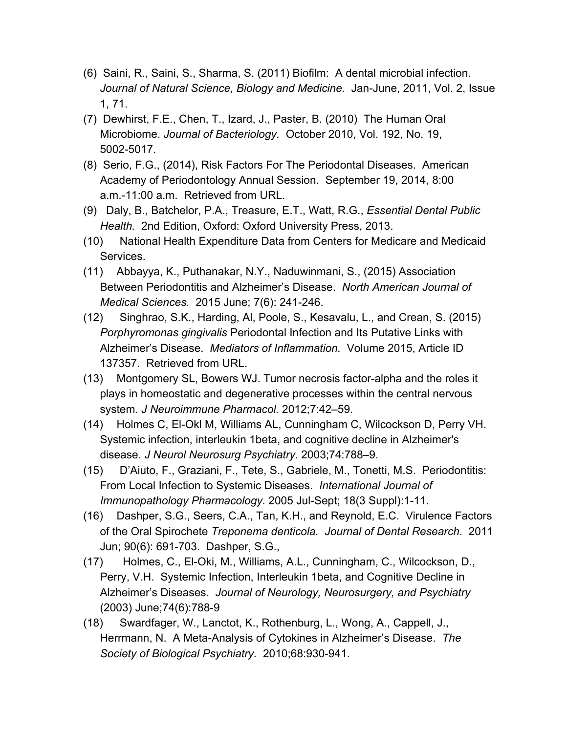(6) Saini, R., Saini, S., Sharma, S. (2011) Biofilm: A dental microbial infection. *Journal of Natural Science, Biology and Medicine.* Jan-June, 2011, Vol. 2, Issue 1, 71.

(7) Dewhirst, F.E., Chen, T., Izard, J., Paster, B. (2010) The Human Oral Microbiome. *Journal of Bacteriology.* October 2010, Vol. 192, No. 19, 5002-5017.

(8) Serio, F.G., (2014), Risk Factors For The Periodontal Diseases. American Academy of Periodontology Annual Session. September 19, 2014, 8:00 a.m.-11:00 a.m. Retrieved from URL.

(9) Daly, B., Batchelor, P.A., Treasure, E.T., Watt, R.G., *Essential Dental Public Health.* 2nd Edition, Oxford: Oxford University Press, 2013.

(10) National Health Expenditure Data from Centers for Medicare and Medicaid Services.

(11) Abbayya, K., Puthanakar, N.Y., Naduwinmani, S., (2015) Association Between Periodontitis and Alzheimer's Disease. *North American Journal of Medical Sciences.* 2015 June; 7(6): 241-246.

(12) Singhrao, S.K., Harding, Al, Poole, S., Kesavalu, L., and Crean, S. (2015) *Porphyromonas gingivalis* Periodontal Infection and Its Putative Links with Alzheimer's Disease. *Mediators of Inflammation.* Volume 2015, Article ID 137357. Retrieved from URL.

(13) Montgomery SL, Bowers WJ. Tumor necrosis factor-alpha and the roles it plays in homeostatic and degenerative processes within the central nervous system. *J Neuroimmune Pharmacol.* 2012;7:42–59.

(14) Holmes C, El-Okl M, Williams AL, Cunningham C, Wilcockson D, Perry VH. Systemic infection, interleukin 1beta, and cognitive decline in Alzheimer's disease. *J Neurol Neurosurg Psychiatry*. 2003;74:788–9.

(15) D'Aiuto, F., Graziani, F., Tete, S., Gabriele, M., Tonetti, M.S. Periodontitis: From Local Infection to Systemic Diseases. *International Journal of Immunopathology Pharmacology.* 2005 Jul-Sept; 18(3 Suppl):1-11.

(16) Dashper, S.G., Seers, C.A., Tan, K.H., and Reynold, E.C. Virulence Factors of the Oral Spirochete *Treponema denticola. Journal of Dental Research*. 2011 Jun; 90(6): 691-703. Dashper, S.G.,

(17) Holmes, C., El-Oki, M., Williams, A.L., Cunningham, C., Wilcockson, D., Perry, V.H. Systemic Infection, Interleukin 1beta, and Cognitive Decline in Alzheimer's Diseases. *Journal of Neurology, Neurosurgery, and Psychiatry* (2003) June;74(6):788-9

(18) Swardfager, W., Lanctot, K., Rothenburg, L., Wong, A., Cappell, J., Herrmann, N. A Meta-Analysis of Cytokines in Alzheimer's Disease. *The Society of Biological Psychiatry.* 2010;68:930-941.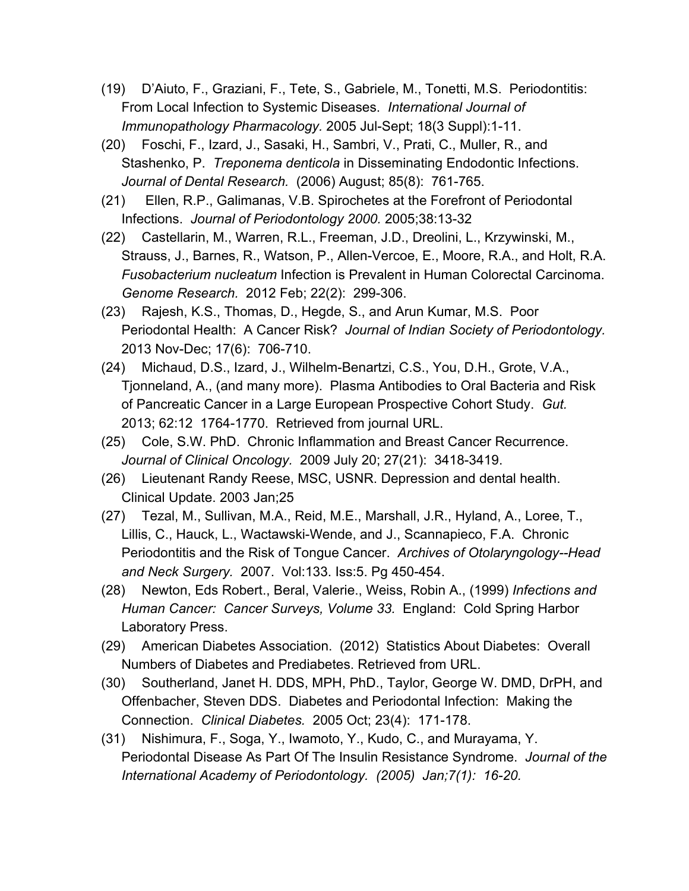(19) D'Aiuto, F., Graziani, F., Tete, S., Gabriele, M., Tonetti, M.S. Periodontitis: From Local Infection to Systemic Diseases. *International Journal of Immunopathology Pharmacology.* 2005 Jul-Sept; 18(3 Suppl):1-11.

(20) Foschi, F., Izard, J., Sasaki, H., Sambri, V., Prati, C., Muller, R., and Stashenko, P. *Treponema denticola* in Disseminating Endodontic Infections. *Journal of Dental Research.* (2006) August; 85(8): 761-765.

(21) Ellen, R.P., Galimanas, V.B. Spirochetes at the Forefront of Periodontal Infections. *Journal of Periodontology 2000.* 2005;38:13-32

(22) Castellarin, M., Warren, R.L., Freeman, J.D., Dreolini, L., Krzywinski, M., Strauss, J., Barnes, R., Watson, P., Allen-Vercoe, E., Moore, R.A., and Holt, R.A. *Fusobacterium nucleatum* Infection is Prevalent in Human Colorectal Carcinoma. *Genome Research.* 2012 Feb; 22(2): 299-306.

(23) Rajesh, K.S., Thomas, D., Hegde, S., and Arun Kumar, M.S. Poor Periodontal Health: A Cancer Risk? *Journal of Indian Society of Periodontology.* 2013 Nov-Dec; 17(6): 706-710.

(24) Michaud, D.S., Izard, J., Wilhelm-Benartzi, C.S., You, D.H., Grote, V.A., Tjonneland, A., (and many more). Plasma Antibodies to Oral Bacteria and Risk of Pancreatic Cancer in a Large European Prospective Cohort Study. *Gut.* 2013; 62:12 1764-1770. Retrieved from journal URL.

(25) Cole, S.W. PhD. Chronic Inflammation and Breast Cancer Recurrence. *Journal of Clinical Oncology.* 2009 July 20; 27(21): 3418-3419.

(26) Lieutenant Randy Reese, MSC, USNR. Depression and dental health. Clinical Update. 2003 Jan;25

(27) Tezal, M., Sullivan, M.A., Reid, M.E., Marshall, J.R., Hyland, A., Loree, T., Lillis, C., Hauck, L., Wactawski-Wende, and J., Scannapieco, F.A. Chronic Periodontitis and the Risk of Tongue Cancer. *Archives of Otolaryngology--Head and Neck Surgery.* 2007. Vol:133. Iss:5. Pg 450-454.

(28) Newton, Eds Robert., Beral, Valerie., Weiss, Robin A., (1999) *Infections and Human Cancer: Cancer Surveys, Volume 33.* England: Cold Spring Harbor Laboratory Press.

(29) American Diabetes Association. (2012) Statistics About Diabetes: Overall Numbers of Diabetes and Prediabetes. Retrieved from URL.

(30) Southerland, Janet H. DDS, MPH, PhD., Taylor, George W. DMD, DrPH, and Offenbacher, Steven DDS. Diabetes and Periodontal Infection: Making the Connection. *Clinical Diabetes.* 2005 Oct; 23(4): 171-178.

(31) Nishimura, F., Soga, Y., Iwamoto, Y., Kudo, C., and Murayama, Y. Periodontal Disease As Part Of The Insulin Resistance Syndrome. *Journal of the International Academy of Periodontology. (2005) Jan;7(1): 16-20.*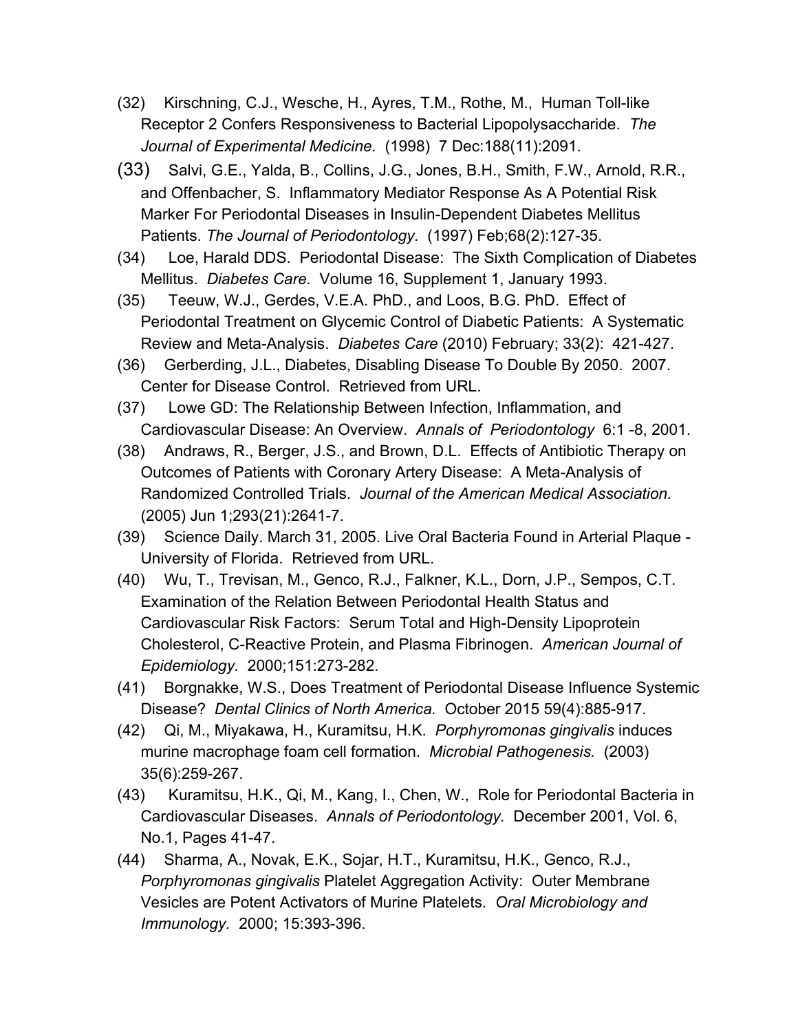(32) Kirschning, C.J., Wesche, H., Ayres, T.M., Rothe, M., Human Toll-like Receptor 2 Confers Responsiveness to Bacterial Lipopolysaccharide. *The Journal of Experimental Medicine.* (1998) 7 Dec:188(11):2091.

(33) Salvi, G.E., Yalda, B., Collins, J.G., Jones, B.H., Smith, F.W., Arnold, R.R., and Offenbacher, S. Inflammatory Mediator Response As A Potential Risk Marker For Periodontal Diseases in Insulin-Dependent Diabetes Mellitus Patients. *The Journal of Periodontology.* (1997) Feb;68(2):127-35.

(34) Loe, Harald DDS. Periodontal Disease: The Sixth Complication of Diabetes Mellitus. *Diabetes Care.* Volume 16, Supplement 1, January 1993.

(35) Teeuw, W.J., Gerdes, V.E.A. PhD., and Loos, B.G. PhD. Effect of Periodontal Treatment on Glycemic Control of Diabetic Patients: A Systematic Review and Meta-Analysis. *Diabetes Care* (2010) February; 33(2): 421-427.

(36) Gerberding, J.L., Diabetes, Disabling Disease To Double By 2050. 2007. Center for Disease Control. Retrieved from URL.

(37) Lowe GD: The Relationship Between Infection, Inflammation, and Cardiovascular Disease: An Overview. *Annals of Periodontology* 6:1 -8, 2001.

(38) Andraws, R., Berger, J.S., and Brown, D.L. Effects of Antibiotic Therapy on Outcomes of Patients with Coronary Artery Disease: A Meta-Analysis of Randomized Controlled Trials. *Journal of the American Medical Association.* (2005) Jun 1;293(21):2641-7.

(39) Science Daily. March 31, 2005. Live Oral Bacteria Found in Arterial Plaque - University of Florida. Retrieved from URL.

(40) Wu, T., Trevisan, M., Genco, R.J., Falkner, K.L., Dorn, J.P., Sempos, C.T. Examination of the Relation Between Periodontal Health Status and Cardiovascular Risk Factors: Serum Total and High-Density Lipoprotein Cholesterol, C-Reactive Protein, and Plasma Fibrinogen. *American Journal of Epidemiology.* 2000;151:273-282.

(41) Borgnakke, W.S., Does Treatment of Periodontal Disease Influence Systemic Disease? *Dental Clinics of North America.* October 2015 59(4):885-917.

(42) Qi, M., Miyakawa, H., Kuramitsu, H.K. *Porphyromonas gingivalis* induces murine macrophage foam cell formation. *Microbial Pathogenesis.* (2003) 35(6):259-267.

(43) Kuramitsu, H.K., Qi, M., Kang, I., Chen, W., Role for Periodontal Bacteria in Cardiovascular Diseases. *Annals of Periodontology.* December 2001, Vol. 6, No.1, Pages 41-47.

(44) Sharma, A., Novak, E.K., Sojar, H.T., Kuramitsu, H.K., Genco, R.J., *Porphyromonas gingivalis* Platelet Aggregation Activity: Outer Membrane Vesicles are Potent Activators of Murine Platelets. *Oral Microbiology and Immunology.* 2000; 15:393-396.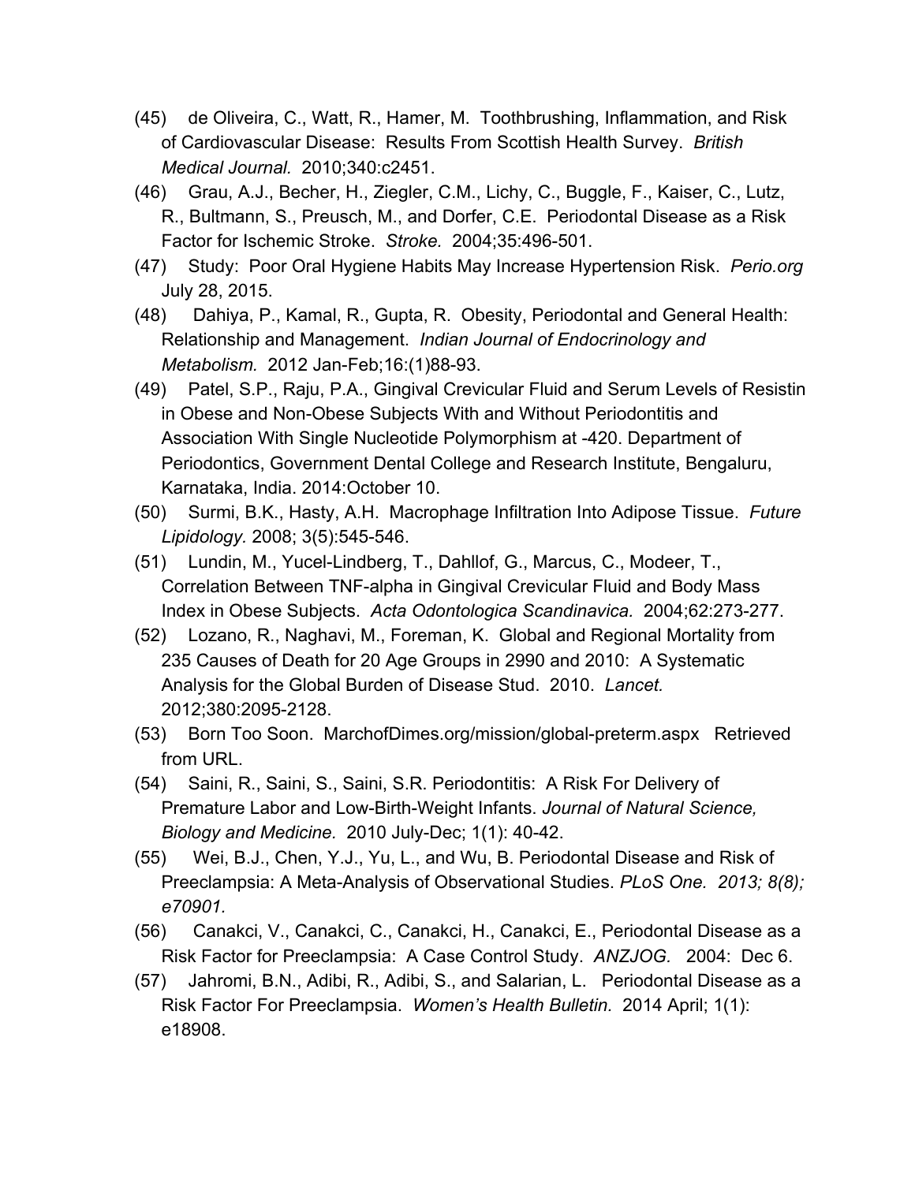(45) de Oliveira, C., Watt, R., Hamer, M. Toothbrushing, Inflammation, and Risk of Cardiovascular Disease: Results From Scottish Health Survey. *British Medical Journal.* 2010;340:c2451.

(46) Grau, A.J., Becher, H., Ziegler, C.M., Lichy, C., Buggle, F., Kaiser, C., Lutz, R., Bultmann, S., Preusch, M., and Dorfer, C.E. Periodontal Disease as a Risk Factor for Ischemic Stroke. *Stroke.* 2004;35:496-501.

(47) Study: Poor Oral Hygiene Habits May Increase Hypertension Risk. *Perio.org* July 28, 2015.

(48) Dahiya, P., Kamal, R., Gupta, R. Obesity, Periodontal and General Health: Relationship and Management. *Indian Journal of Endocrinology and Metabolism.* 2012 Jan-Feb;16:(1)88-93.

(49) Patel, S.P., Raju, P.A., Gingival Crevicular Fluid and Serum Levels of Resistin in Obese and Non-Obese Subjects With and Without Periodontitis and Association With Single Nucleotide Polymorphism at -420. Department of Periodontics, Government Dental College and Research Institute, Bengaluru, Karnataka, India. 2014:October 10.

(50) Surmi, B.K., Hasty, A.H. Macrophage Infiltration Into Adipose Tissue. *Future Lipidology.* 2008; 3(5):545-546.

(51) Lundin, M., Yucel-Lindberg, T., Dahllof, G., Marcus, C., Modeer, T., Correlation Between TNF-alpha in Gingival Crevicular Fluid and Body Mass Index in Obese Subjects. *Acta Odontologica Scandinavica.* 2004;62:273-277.

(52) Lozano, R., Naghavi, M., Foreman, K. Global and Regional Mortality from 235 Causes of Death for 20 Age Groups in 2990 and 2010: A Systematic Analysis for the Global Burden of Disease Stud. 2010. *Lancet.* 2012;380:2095-2128.

(53) Born Too Soon. MarchofDimes.org/mission/global-preterm.aspx Retrieved from URL.

(54) Saini, R., Saini, S., Saini, S.R. Periodontitis: A Risk For Delivery of Premature Labor and Low-Birth-Weight Infants. *Journal of Natural Science, Biology and Medicine.* 2010 July-Dec; 1(1): 40-42.

(55) Wei, B.J., Chen, Y.J., Yu, L., and Wu, B. Periodontal Disease and Risk of Preeclampsia: A Meta-Analysis of Observational Studies. *PLoS One. 2013; 8(8); e70901.*

(56) Canakci, V., Canakci, C., Canakci, H., Canakci, E., Periodontal Disease as a Risk Factor for Preeclampsia: A Case Control Study. *ANZJOG.* 2004: Dec 6.

(57) Jahromi, B.N., Adibi, R., Adibi, S., and Salarian, L. Periodontal Disease as a Risk Factor For Preeclampsia. *Women's Health Bulletin.* 2014 April; 1(1): e18908.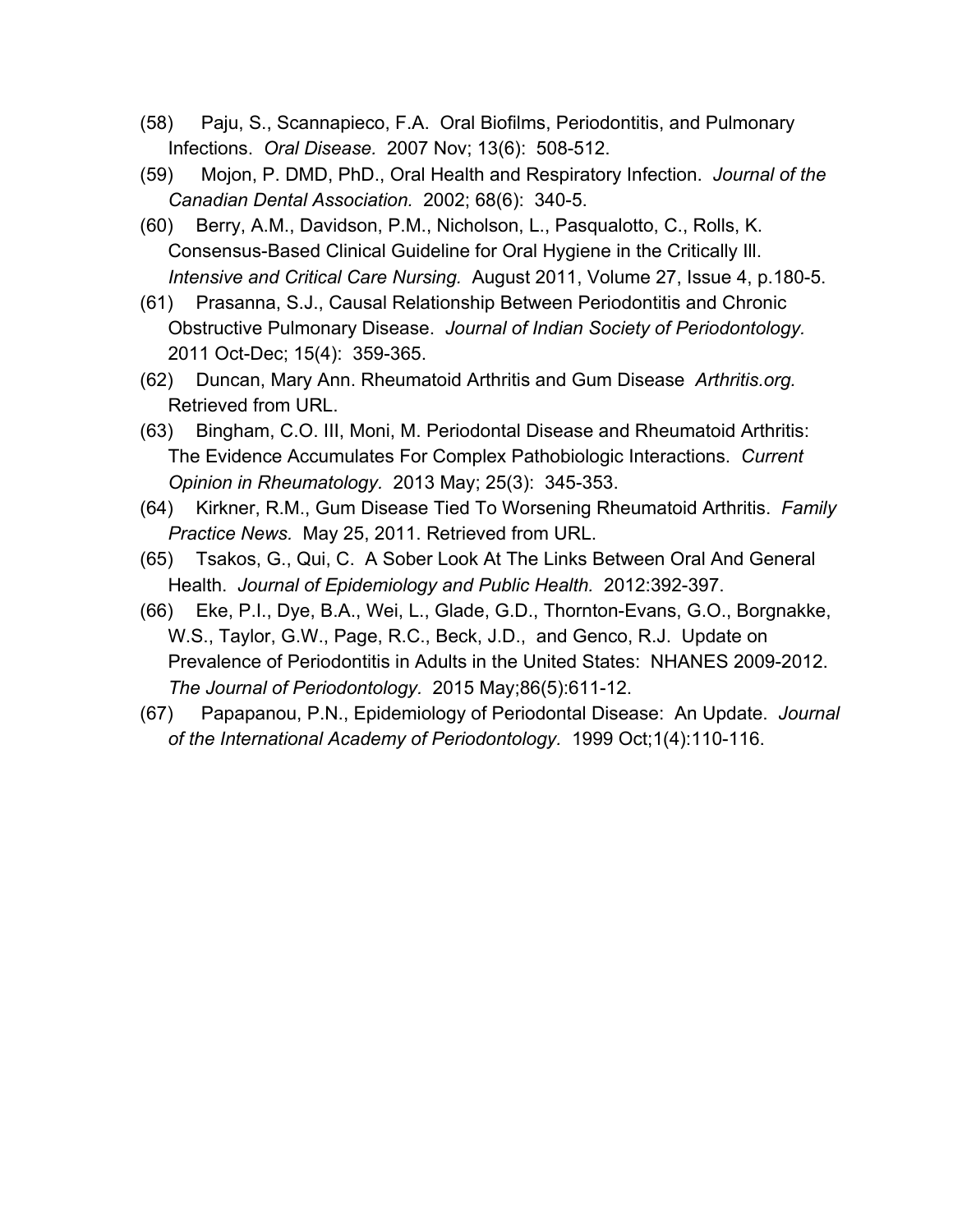(58) Paju, S., Scannapieco, F.A. Oral Biofilms, Periodontitis, and Pulmonary Infections. *Oral Disease.* 2007 Nov; 13(6): 508-512.

(59) Mojon, P. DMD, PhD., Oral Health and Respiratory Infection. *Journal of the Canadian Dental Association.* 2002; 68(6): 340-5.

(60) Berry, A.M., Davidson, P.M., Nicholson, L., Pasqualotto, C., Rolls, K. Consensus-Based Clinical Guideline for Oral Hygiene in the Critically Ill. *Intensive and Critical Care Nursing.* August 2011, Volume 27, Issue 4, p.180-5.

(61) Prasanna, S.J., Causal Relationship Between Periodontitis and Chronic Obstructive Pulmonary Disease. *Journal of Indian Society of Periodontology.* 2011 Oct-Dec; 15(4): 359-365.

(62) Duncan, Mary Ann. Rheumatoid Arthritis and Gum Disease *Arthritis.org.* Retrieved from URL.

(63) Bingham, C.O. III, Moni, M. Periodontal Disease and Rheumatoid Arthritis: The Evidence Accumulates For Complex Pathobiologic Interactions. *Current Opinion in Rheumatology.* 2013 May; 25(3): 345-353.

(64) Kirkner, R.M., Gum Disease Tied To Worsening Rheumatoid Arthritis. *Family Practice News.* May 25, 2011. Retrieved from URL.

(65) Tsakos, G., Qui, C. A Sober Look At The Links Between Oral And General Health. *Journal of Epidemiology and Public Health.* 2012:392-397.

(66) Eke, P.I., Dye, B.A., Wei, L., Glade, G.D., Thornton-Evans, G.O., Borgnakke, W.S., Taylor, G.W., Page, R.C., Beck, J.D., and Genco, R.J. Update on Prevalence of Periodontitis in Adults in the United States: NHANES 2009-2012. *The Journal of Periodontology.* 2015 May;86(5):611-12.

(67) Papapanou, P.N., Epidemiology of Periodontal Disease: An Update. *Journal of the International Academy of Periodontology.* 1999 Oct;1(4):110-116.